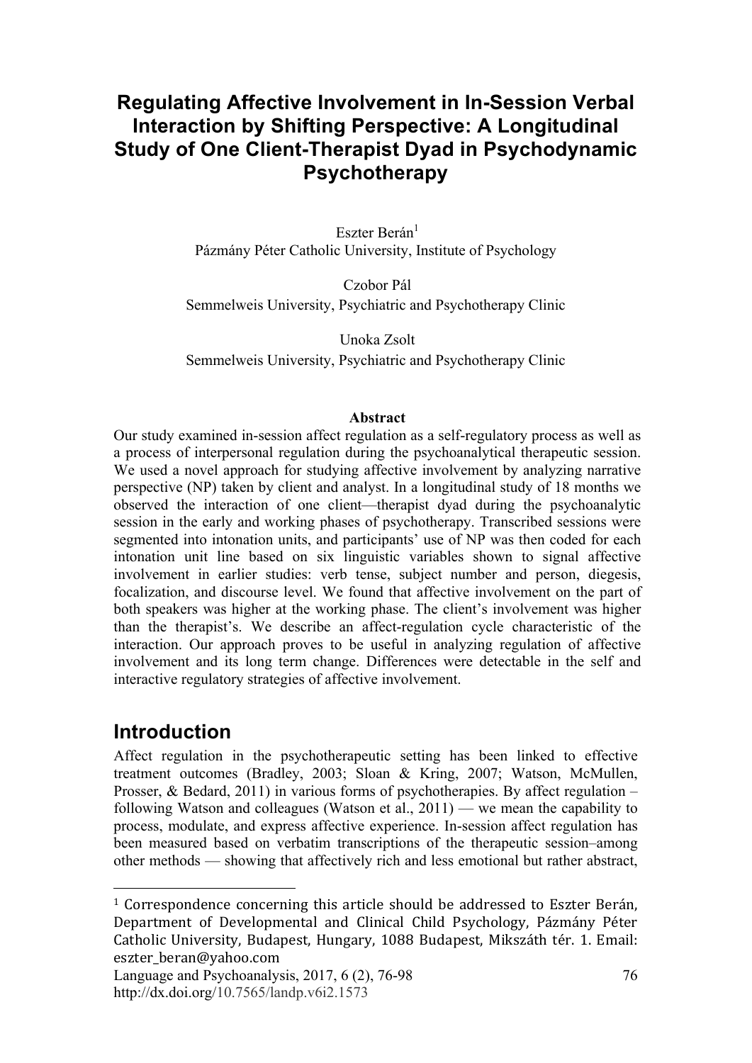# Regulating Affective Involvement in In-Session Verbal Interaction by Shifting Perspective: A Longitudinal Study of One Client-Therapist Dyad in Psychodynamic Psychotherapy

Eszter Berán[1]
Pázmány Péter Catholic University, Institute of Psychology

Czobor Pál
Semmelweis University, Psychiatric and Psychotherapy Clinic

Unoka Zsolt
Semmelweis University, Psychiatric and Psychotherapy Clinic

**Abstract**

Our study examined in-session affect regulation as a self-regulatory process as well as a process of interpersonal regulation during the psychoanalytical therapeutic session. We used a novel approach for studying affective involvement by analyzing narrative perspective (NP) taken by client and analyst. In a longitudinal study of 18 months we observed the interaction of one client—therapist dyad during the psychoanalytic session in the early and working phases of psychotherapy. Transcribed sessions were segmented into intonation units, and participants' use of NP was then coded for each intonation unit line based on six linguistic variables shown to signal affective involvement in earlier studies: verb tense, subject number and person, diegesis, focalization, and discourse level. We found that affective involvement on the part of both speakers was higher at the working phase. The client's involvement was higher than the therapist's. We describe an affect-regulation cycle characteristic of the interaction. Our approach proves to be useful in analyzing regulation of affective involvement and its long term change. Differences were detectable in the self and interactive regulatory strategies of affective involvement.

## Introduction

Affect regulation in the psychotherapeutic setting has been linked to effective treatment outcomes (Bradley, 2003; Sloan & Kring, 2007; Watson, McMullen, Prosser, & Bedard, 2011) in various forms of psychotherapies. By affect regulation – following Watson and colleagues (Watson et al., 2011) — we mean the capability to process, modulate, and express affective experience. In-session affect regulation has been measured based on verbatim transcriptions of the therapeutic session–among other methods — showing that affectively rich and less emotional but rather abstract,

---

[1] Correspondence concerning this article should be addressed to Eszter Berán, Department of Developmental and Clinical Child Psychology, Pázmány Péter Catholic University, Budapest, Hungary, 1088 Budapest, Mikszáth tér. 1. Email: eszter_beran@yahoo.com

Language and Psychoanalysis, 2017, 6 (2), 76-98
http://dx.doi.org/10.7565/landp.v6i2.1573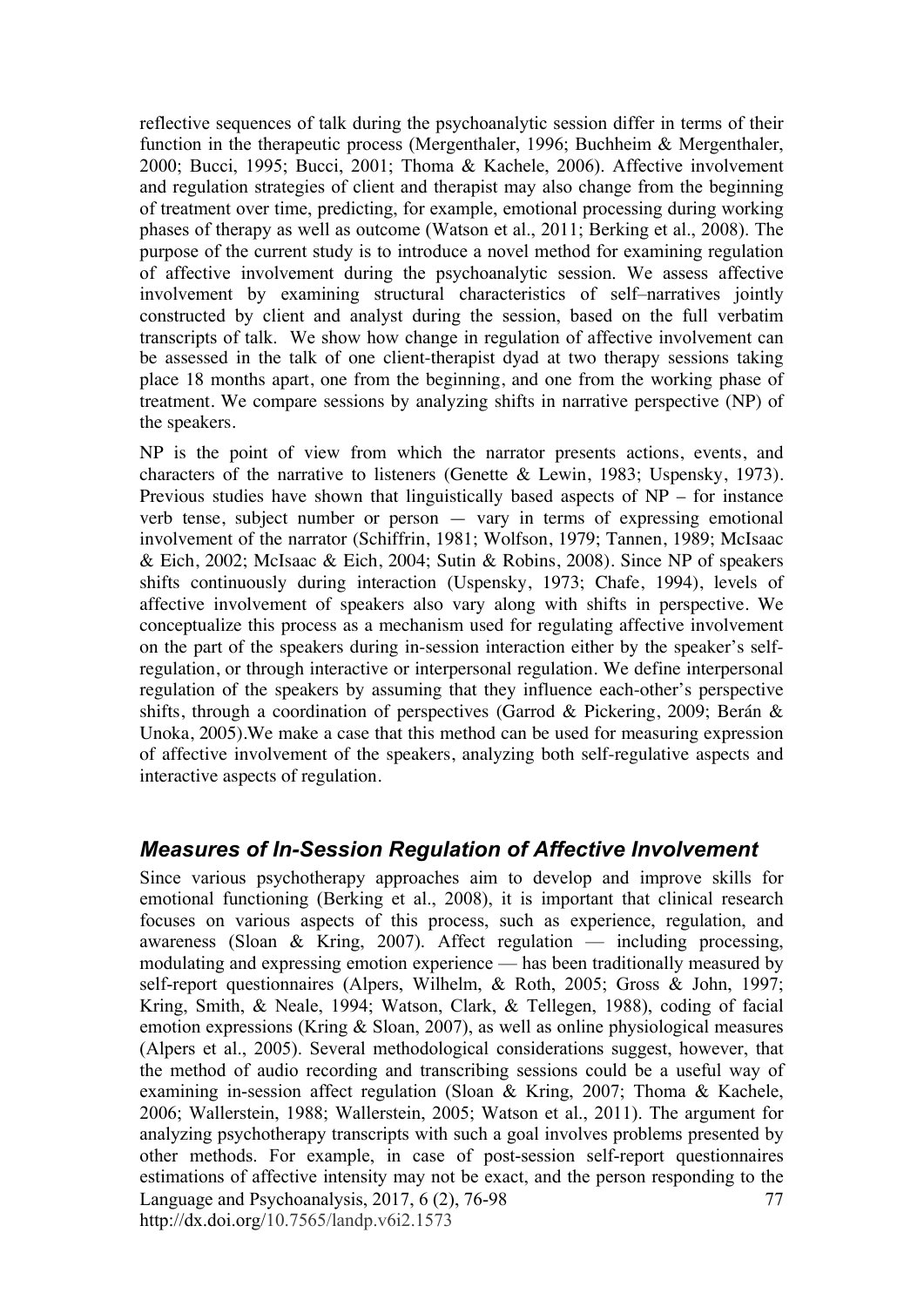reflective sequences of talk during the psychoanalytic session differ in terms of their function in the therapeutic process (Mergenthaler, 1996; Buchheim & Mergenthaler, 2000; Bucci, 1995; Bucci, 2001; Thoma & Kachele, 2006). Affective involvement and regulation strategies of client and therapist may also change from the beginning of treatment over time, predicting, for example, emotional processing during working phases of therapy as well as outcome (Watson et al., 2011; Berking et al., 2008). The purpose of the current study is to introduce a novel method for examining regulation of affective involvement during the psychoanalytic session. We assess affective involvement by examining structural characteristics of self–narratives jointly constructed by client and analyst during the session, based on the full verbatim transcripts of talk. We show how change in regulation of affective involvement can be assessed in the talk of one client-therapist dyad at two therapy sessions taking place 18 months apart, one from the beginning, and one from the working phase of treatment. We compare sessions by analyzing shifts in narrative perspective (NP) of the speakers.

NP is the point of view from which the narrator presents actions, events, and characters of the narrative to listeners (Genette & Lewin, 1983; Uspensky, 1973). Previous studies have shown that linguistically based aspects of NP – for instance verb tense, subject number or person — vary in terms of expressing emotional involvement of the narrator (Schiffrin, 1981; Wolfson, 1979; Tannen, 1989; McIsaac & Eich, 2002; McIsaac & Eich, 2004; Sutin & Robins, 2008). Since NP of speakers shifts continuously during interaction (Uspensky, 1973; Chafe, 1994), levels of affective involvement of speakers also vary along with shifts in perspective. We conceptualize this process as a mechanism used for regulating affective involvement on the part of the speakers during in-session interaction either by the speaker's self-regulation, or through interactive or interpersonal regulation. We define interpersonal regulation of the speakers by assuming that they influence each-other's perspective shifts, through a coordination of perspectives (Garrod & Pickering, 2009; Berán & Unoka, 2005).We make a case that this method can be used for measuring expression of affective involvement of the speakers, analyzing both self-regulative aspects and interactive aspects of regulation.

## *Measures of In-Session Regulation of Affective Involvement*

Since various psychotherapy approaches aim to develop and improve skills for emotional functioning (Berking et al., 2008), it is important that clinical research focuses on various aspects of this process, such as experience, regulation, and awareness (Sloan & Kring, 2007). Affect regulation — including processing, modulating and expressing emotion experience — has been traditionally measured by self-report questionnaires (Alpers, Wilhelm, & Roth, 2005; Gross & John, 1997; Kring, Smith, & Neale, 1994; Watson, Clark, & Tellegen, 1988), coding of facial emotion expressions (Kring & Sloan, 2007), as well as online physiological measures (Alpers et al., 2005). Several methodological considerations suggest, however, that the method of audio recording and transcribing sessions could be a useful way of examining in-session affect regulation (Sloan & Kring, 2007; Thoma & Kachele, 2006; Wallerstein, 1988; Wallerstein, 2005; Watson et al., 2011). The argument for analyzing psychotherapy transcripts with such a goal involves problems presented by other methods. For example, in case of post-session self-report questionnaires estimations of affective intensity may not be exact, and the person responding to the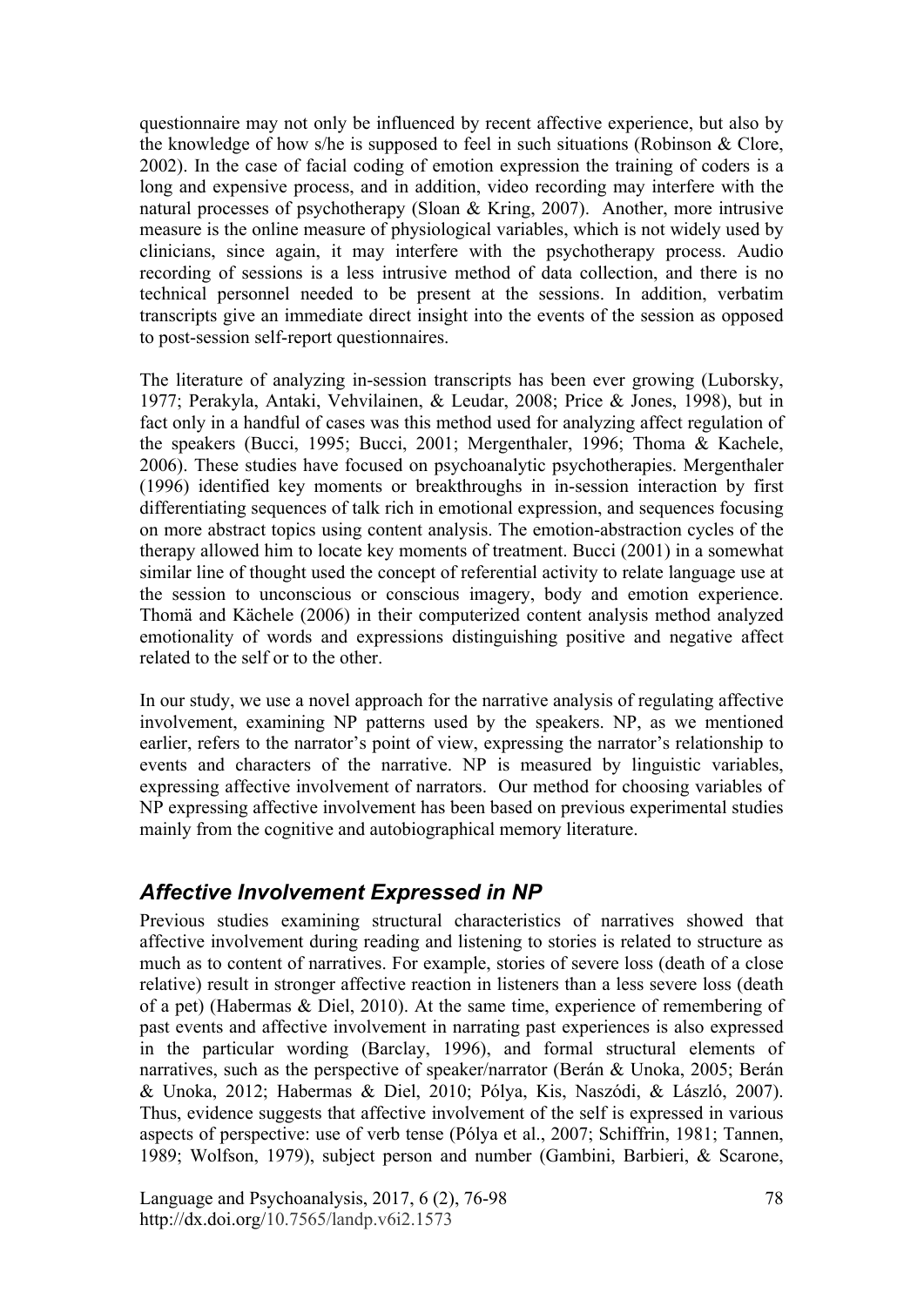questionnaire may not only be influenced by recent affective experience, but also by the knowledge of how s/he is supposed to feel in such situations (Robinson & Clore, 2002). In the case of facial coding of emotion expression the training of coders is a long and expensive process, and in addition, video recording may interfere with the natural processes of psychotherapy (Sloan & Kring, 2007). Another, more intrusive measure is the online measure of physiological variables, which is not widely used by clinicians, since again, it may interfere with the psychotherapy process. Audio recording of sessions is a less intrusive method of data collection, and there is no technical personnel needed to be present at the sessions. In addition, verbatim transcripts give an immediate direct insight into the events of the session as opposed to post-session self-report questionnaires.

The literature of analyzing in-session transcripts has been ever growing (Luborsky, 1977; Perakyla, Antaki, Vehvilainen, & Leudar, 2008; Price & Jones, 1998), but in fact only in a handful of cases was this method used for analyzing affect regulation of the speakers (Bucci, 1995; Bucci, 2001; Mergenthaler, 1996; Thoma & Kachele, 2006). These studies have focused on psychoanalytic psychotherapies. Mergenthaler (1996) identified key moments or breakthroughs in in-session interaction by first differentiating sequences of talk rich in emotional expression, and sequences focusing on more abstract topics using content analysis. The emotion-abstraction cycles of the therapy allowed him to locate key moments of treatment. Bucci (2001) in a somewhat similar line of thought used the concept of referential activity to relate language use at the session to unconscious or conscious imagery, body and emotion experience. Thomä and Kächele (2006) in their computerized content analysis method analyzed emotionality of words and expressions distinguishing positive and negative affect related to the self or to the other.

In our study, we use a novel approach for the narrative analysis of regulating affective involvement, examining NP patterns used by the speakers. NP, as we mentioned earlier, refers to the narrator's point of view, expressing the narrator's relationship to events and characters of the narrative. NP is measured by linguistic variables, expressing affective involvement of narrators. Our method for choosing variables of NP expressing affective involvement has been based on previous experimental studies mainly from the cognitive and autobiographical memory literature.

## *Affective Involvement Expressed in NP*

Previous studies examining structural characteristics of narratives showed that affective involvement during reading and listening to stories is related to structure as much as to content of narratives. For example, stories of severe loss (death of a close relative) result in stronger affective reaction in listeners than a less severe loss (death of a pet) (Habermas & Diel, 2010). At the same time, experience of remembering of past events and affective involvement in narrating past experiences is also expressed in the particular wording (Barclay, 1996), and formal structural elements of narratives, such as the perspective of speaker/narrator (Berán & Unoka, 2005; Berán & Unoka, 2012; Habermas & Diel, 2010; Pólya, Kis, Naszódi, & László, 2007). Thus, evidence suggests that affective involvement of the self is expressed in various aspects of perspective: use of verb tense (Pólya et al., 2007; Schiffrin, 1981; Tannen, 1989; Wolfson, 1979), subject person and number (Gambini, Barbieri, & Scarone,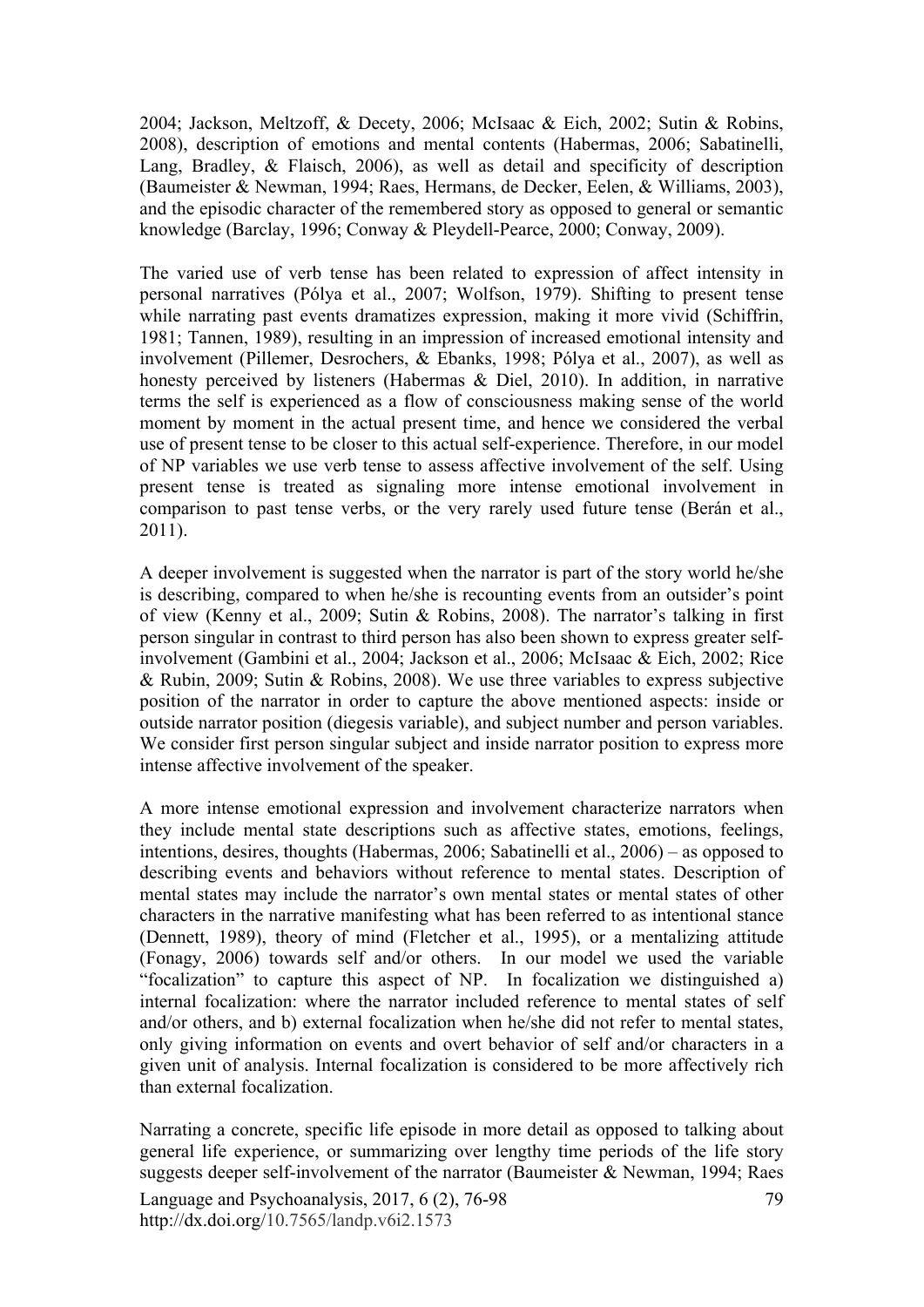2004; Jackson, Meltzoff, & Decety, 2006; McIsaac & Eich, 2002; Sutin & Robins, 2008), description of emotions and mental contents (Habermas, 2006; Sabatinelli, Lang, Bradley, & Flaisch, 2006), as well as detail and specificity of description (Baumeister & Newman, 1994; Raes, Hermans, de Decker, Eelen, & Williams, 2003), and the episodic character of the remembered story as opposed to general or semantic knowledge (Barclay, 1996; Conway & Pleydell-Pearce, 2000; Conway, 2009).

The varied use of verb tense has been related to expression of affect intensity in personal narratives (Pólya et al., 2007; Wolfson, 1979). Shifting to present tense while narrating past events dramatizes expression, making it more vivid (Schiffrin, 1981; Tannen, 1989), resulting in an impression of increased emotional intensity and involvement (Pillemer, Desrochers, & Ebanks, 1998; Pólya et al., 2007), as well as honesty perceived by listeners (Habermas & Diel, 2010). In addition, in narrative terms the self is experienced as a flow of consciousness making sense of the world moment by moment in the actual present time, and hence we considered the verbal use of present tense to be closer to this actual self-experience. Therefore, in our model of NP variables we use verb tense to assess affective involvement of the self. Using present tense is treated as signaling more intense emotional involvement in comparison to past tense verbs, or the very rarely used future tense (Berán et al., 2011).

A deeper involvement is suggested when the narrator is part of the story world he/she is describing, compared to when he/she is recounting events from an outsider's point of view (Kenny et al., 2009; Sutin & Robins, 2008). The narrator's talking in first person singular in contrast to third person has also been shown to express greater self-involvement (Gambini et al., 2004; Jackson et al., 2006; McIsaac & Eich, 2002; Rice & Rubin, 2009; Sutin & Robins, 2008). We use three variables to express subjective position of the narrator in order to capture the above mentioned aspects: inside or outside narrator position (diegesis variable), and subject number and person variables. We consider first person singular subject and inside narrator position to express more intense affective involvement of the speaker.

A more intense emotional expression and involvement characterize narrators when they include mental state descriptions such as affective states, emotions, feelings, intentions, desires, thoughts (Habermas, 2006; Sabatinelli et al., 2006) – as opposed to describing events and behaviors without reference to mental states. Description of mental states may include the narrator's own mental states or mental states of other characters in the narrative manifesting what has been referred to as intentional stance (Dennett, 1989), theory of mind (Fletcher et al., 1995), or a mentalizing attitude (Fonagy, 2006) towards self and/or others. In our model we used the variable "focalization" to capture this aspect of NP. In focalization we distinguished a) internal focalization: where the narrator included reference to mental states of self and/or others, and b) external focalization when he/she did not refer to mental states, only giving information on events and overt behavior of self and/or characters in a given unit of analysis. Internal focalization is considered to be more affectively rich than external focalization.

Narrating a concrete, specific life episode in more detail as opposed to talking about general life experience, or summarizing over lengthy time periods of the life story suggests deeper self-involvement of the narrator (Baumeister & Newman, 1994; Raes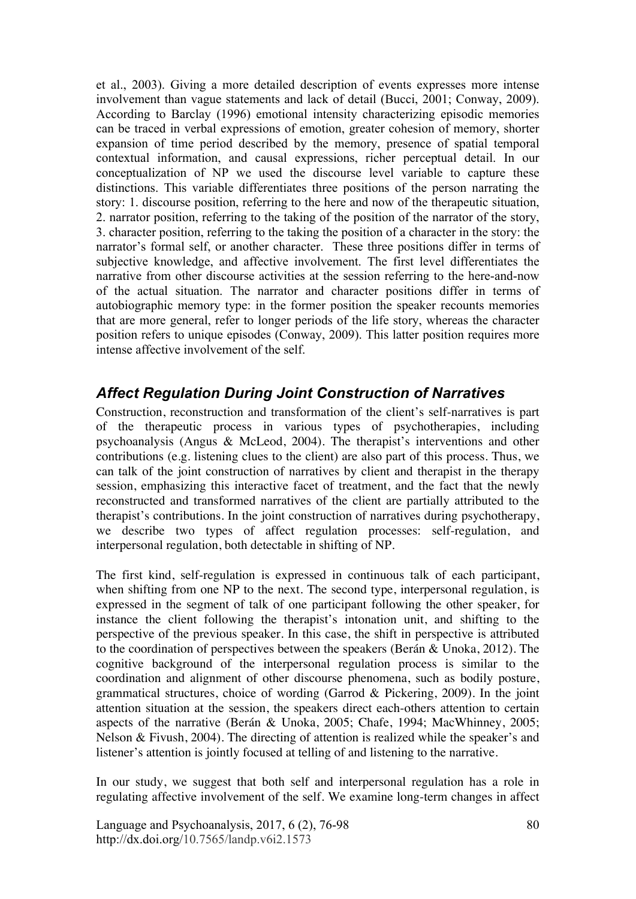et al., 2003). Giving a more detailed description of events expresses more intense involvement than vague statements and lack of detail (Bucci, 2001; Conway, 2009). According to Barclay (1996) emotional intensity characterizing episodic memories can be traced in verbal expressions of emotion, greater cohesion of memory, shorter expansion of time period described by the memory, presence of spatial temporal contextual information, and causal expressions, richer perceptual detail. In our conceptualization of NP we used the discourse level variable to capture these distinctions. This variable differentiates three positions of the person narrating the story: 1. discourse position, referring to the here and now of the therapeutic situation, 2. narrator position, referring to the taking of the position of the narrator of the story, 3. character position, referring to the taking the position of a character in the story: the narrator's formal self, or another character. These three positions differ in terms of subjective knowledge, and affective involvement. The first level differentiates the narrative from other discourse activities at the session referring to the here-and-now of the actual situation. The narrator and character positions differ in terms of autobiographic memory type: in the former position the speaker recounts memories that are more general, refer to longer periods of the life story, whereas the character position refers to unique episodes (Conway, 2009). This latter position requires more intense affective involvement of the self.

## *Affect Regulation During Joint Construction of Narratives*

Construction, reconstruction and transformation of the client's self-narratives is part of the therapeutic process in various types of psychotherapies, including psychoanalysis (Angus & McLeod, 2004). The therapist's interventions and other contributions (e.g. listening clues to the client) are also part of this process. Thus, we can talk of the joint construction of narratives by client and therapist in the therapy session, emphasizing this interactive facet of treatment, and the fact that the newly reconstructed and transformed narratives of the client are partially attributed to the therapist's contributions. In the joint construction of narratives during psychotherapy, we describe two types of affect regulation processes: self-regulation, and interpersonal regulation, both detectable in shifting of NP.

The first kind, self-regulation is expressed in continuous talk of each participant, when shifting from one NP to the next. The second type, interpersonal regulation, is expressed in the segment of talk of one participant following the other speaker, for instance the client following the therapist's intonation unit, and shifting to the perspective of the previous speaker. In this case, the shift in perspective is attributed to the coordination of perspectives between the speakers (Berán & Unoka, 2012). The cognitive background of the interpersonal regulation process is similar to the coordination and alignment of other discourse phenomena, such as bodily posture, grammatical structures, choice of wording (Garrod & Pickering, 2009). In the joint attention situation at the session, the speakers direct each-others attention to certain aspects of the narrative (Berán & Unoka, 2005; Chafe, 1994; MacWhinney, 2005; Nelson & Fivush, 2004). The directing of attention is realized while the speaker's and listener's attention is jointly focused at telling of and listening to the narrative.

In our study, we suggest that both self and interpersonal regulation has a role in regulating affective involvement of the self. We examine long-term changes in affect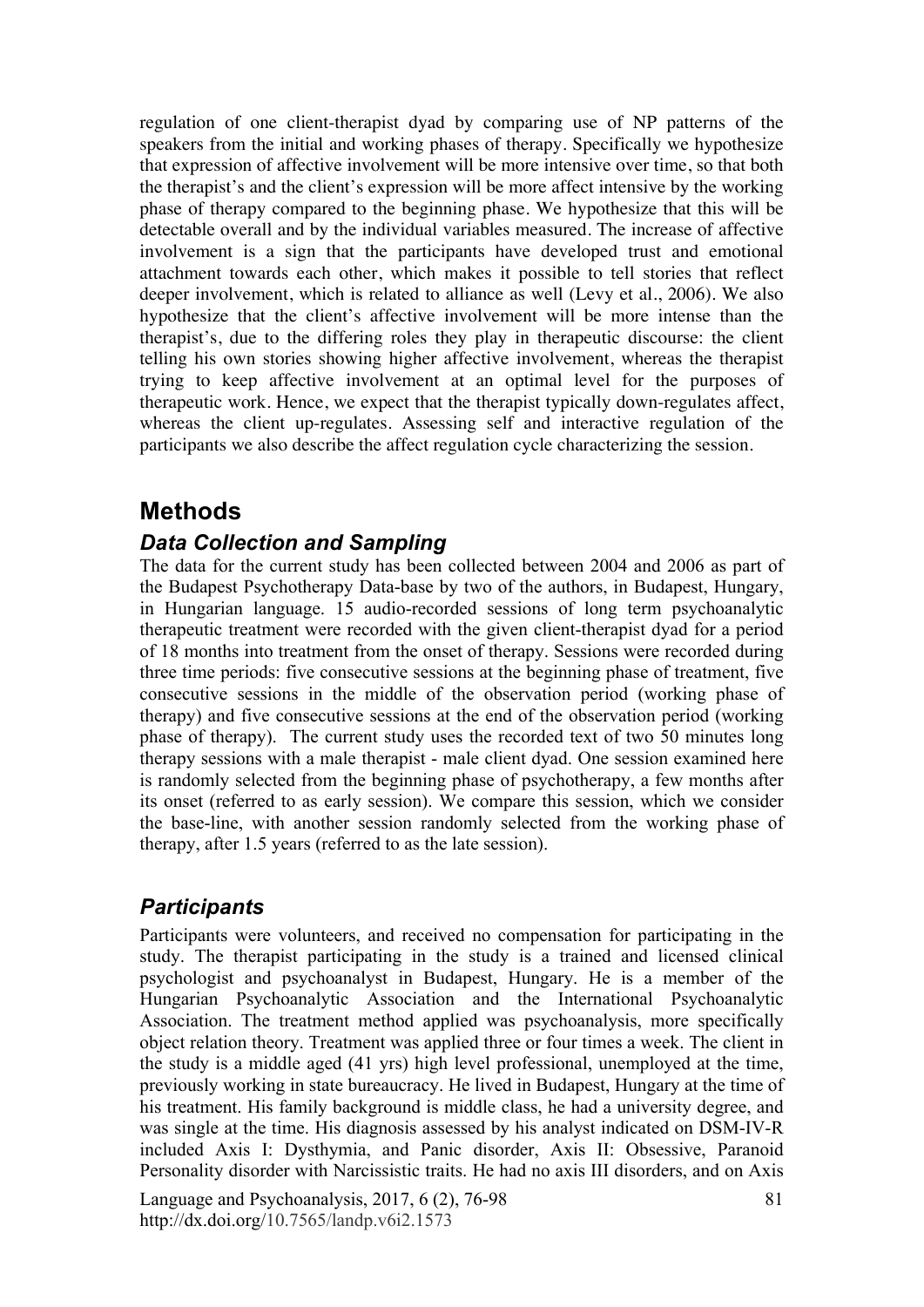regulation of one client-therapist dyad by comparing use of NP patterns of the speakers from the initial and working phases of therapy. Specifically we hypothesize that expression of affective involvement will be more intensive over time, so that both the therapist's and the client's expression will be more affect intensive by the working phase of therapy compared to the beginning phase. We hypothesize that this will be detectable overall and by the individual variables measured. The increase of affective involvement is a sign that the participants have developed trust and emotional attachment towards each other, which makes it possible to tell stories that reflect deeper involvement, which is related to alliance as well (Levy et al., 2006). We also hypothesize that the client's affective involvement will be more intense than the therapist's, due to the differing roles they play in therapeutic discourse: the client telling his own stories showing higher affective involvement, whereas the therapist trying to keep affective involvement at an optimal level for the purposes of therapeutic work. Hence, we expect that the therapist typically down-regulates affect, whereas the client up-regulates. Assessing self and interactive regulation of the participants we also describe the affect regulation cycle characterizing the session.

# Methods

## *Data Collection and Sampling*

The data for the current study has been collected between 2004 and 2006 as part of the Budapest Psychotherapy Data-base by two of the authors, in Budapest, Hungary, in Hungarian language. 15 audio-recorded sessions of long term psychoanalytic therapeutic treatment were recorded with the given client-therapist dyad for a period of 18 months into treatment from the onset of therapy. Sessions were recorded during three time periods: five consecutive sessions at the beginning phase of treatment, five consecutive sessions in the middle of the observation period (working phase of therapy) and five consecutive sessions at the end of the observation period (working phase of therapy). The current study uses the recorded text of two 50 minutes long therapy sessions with a male therapist - male client dyad. One session examined here is randomly selected from the beginning phase of psychotherapy, a few months after its onset (referred to as early session). We compare this session, which we consider the base-line, with another session randomly selected from the working phase of therapy, after 1.5 years (referred to as the late session).

## *Participants*

Participants were volunteers, and received no compensation for participating in the study. The therapist participating in the study is a trained and licensed clinical psychologist and psychoanalyst in Budapest, Hungary. He is a member of the Hungarian Psychoanalytic Association and the International Psychoanalytic Association. The treatment method applied was psychoanalysis, more specifically object relation theory. Treatment was applied three or four times a week. The client in the study is a middle aged (41 yrs) high level professional, unemployed at the time, previously working in state bureaucracy. He lived in Budapest, Hungary at the time of his treatment. His family background is middle class, he had a university degree, and was single at the time. His diagnosis assessed by his analyst indicated on DSM-IV-R included Axis I: Dysthymia, and Panic disorder, Axis II: Obsessive, Paranoid Personality disorder with Narcissistic traits. He had no axis III disorders, and on Axis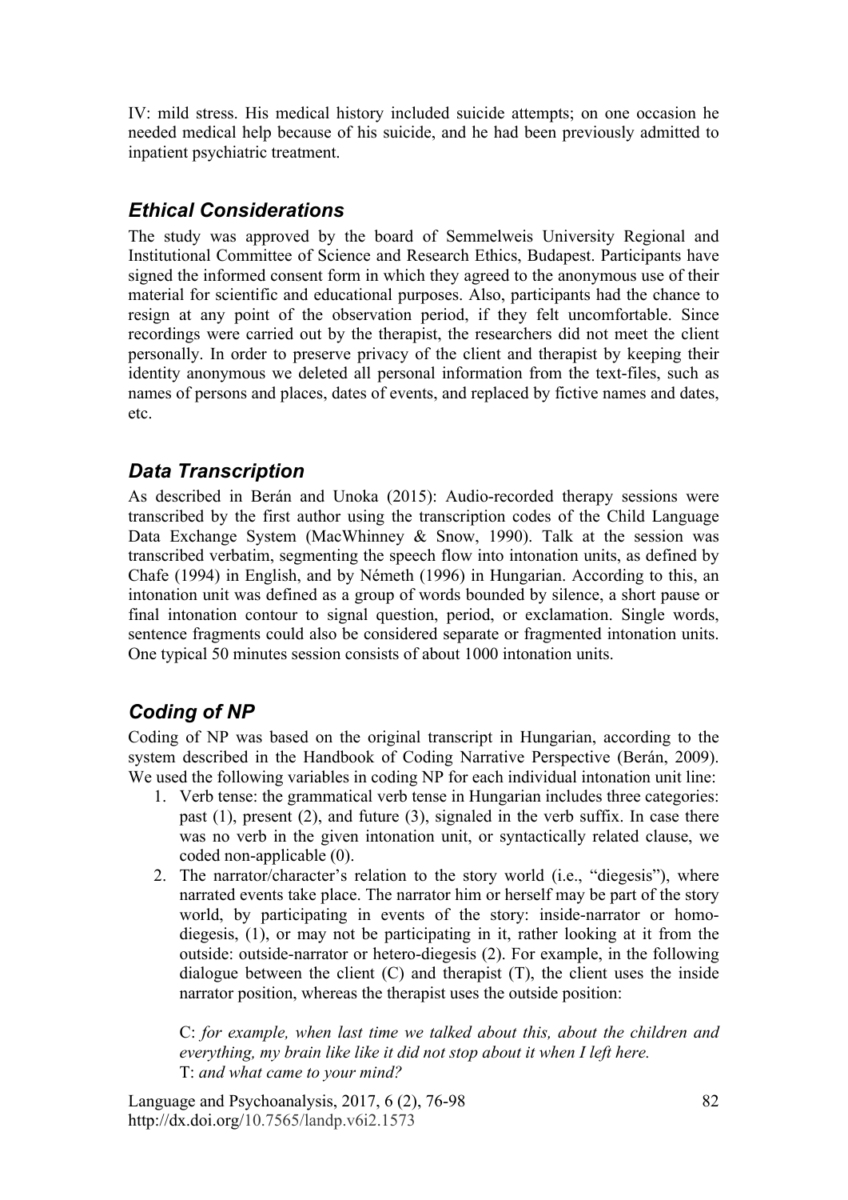IV: mild stress. His medical history included suicide attempts; on one occasion he needed medical help because of his suicide, and he had been previously admitted to inpatient psychiatric treatment.

## *Ethical Considerations*

The study was approved by the board of Semmelweis University Regional and Institutional Committee of Science and Research Ethics, Budapest. Participants have signed the informed consent form in which they agreed to the anonymous use of their material for scientific and educational purposes. Also, participants had the chance to resign at any point of the observation period, if they felt uncomfortable. Since recordings were carried out by the therapist, the researchers did not meet the client personally. In order to preserve privacy of the client and therapist by keeping their identity anonymous we deleted all personal information from the text-files, such as names of persons and places, dates of events, and replaced by fictive names and dates, etc.

## *Data Transcription*

As described in Berán and Unoka (2015): Audio-recorded therapy sessions were transcribed by the first author using the transcription codes of the Child Language Data Exchange System (MacWhinney & Snow, 1990). Talk at the session was transcribed verbatim, segmenting the speech flow into intonation units, as defined by Chafe (1994) in English, and by Németh (1996) in Hungarian. According to this, an intonation unit was defined as a group of words bounded by silence, a short pause or final intonation contour to signal question, period, or exclamation. Single words, sentence fragments could also be considered separate or fragmented intonation units. One typical 50 minutes session consists of about 1000 intonation units.

## *Coding of NP*

Coding of NP was based on the original transcript in Hungarian, according to the system described in the Handbook of Coding Narrative Perspective (Berán, 2009). We used the following variables in coding NP for each individual intonation unit line:

1. Verb tense: the grammatical verb tense in Hungarian includes three categories: past (1), present (2), and future (3), signaled in the verb suffix. In case there was no verb in the given intonation unit, or syntactically related clause, we coded non-applicable (0).
2. The narrator/character's relation to the story world (i.e., "diegesis"), where narrated events take place. The narrator him or herself may be part of the story world, by participating in events of the story: inside-narrator or homo-diegesis, (1), or may not be participating in it, rather looking at it from the outside: outside-narrator or hetero-diegesis (2). For example, in the following dialogue between the client (C) and therapist (T), the client uses the inside narrator position, whereas the therapist uses the outside position:

   C: *for example, when last time we talked about this, about the children and everything, my brain like like it did not stop about it when I left here.*
   T: *and what came to your mind?*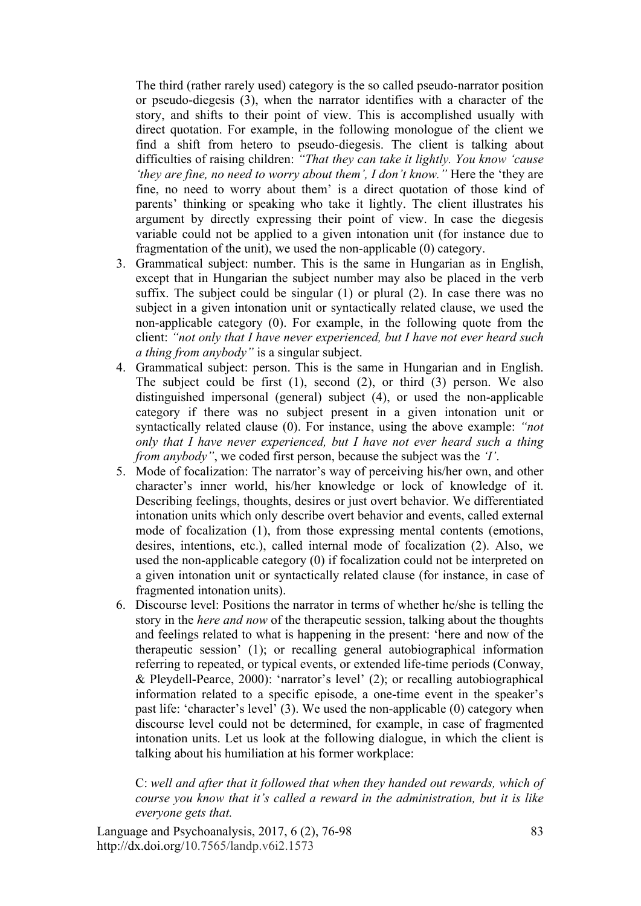The third (rather rarely used) category is the so called pseudo-narrator position or pseudo-diegesis (3), when the narrator identifies with a character of the story, and shifts to their point of view. This is accomplished usually with direct quotation. For example, in the following monologue of the client we find a shift from hetero to pseudo-diegesis. The client is talking about difficulties of raising children: *"That they can take it lightly. You know 'cause 'they are fine, no need to worry about them', I don't know."* Here the 'they are fine, no need to worry about them' is a direct quotation of those kind of parents' thinking or speaking who take it lightly. The client illustrates his argument by directly expressing their point of view. In case the diegesis variable could not be applied to a given intonation unit (for instance due to fragmentation of the unit), we used the non-applicable (0) category.

3. Grammatical subject: number. This is the same in Hungarian as in English, except that in Hungarian the subject number may also be placed in the verb suffix. The subject could be singular (1) or plural (2). In case there was no subject in a given intonation unit or syntactically related clause, we used the non-applicable category (0). For example, in the following quote from the client: *"not only that I have never experienced, but I have not ever heard such a thing from anybody"* is a singular subject.
4. Grammatical subject: person. This is the same in Hungarian and in English. The subject could be first (1), second (2), or third (3) person. We also distinguished impersonal (general) subject (4), or used the non-applicable category if there was no subject present in a given intonation unit or syntactically related clause (0). For instance, using the above example: *"not only that I have never experienced, but I have not ever heard such a thing from anybody"*, we coded first person, because the subject was the *'I'*.
5. Mode of focalization: The narrator's way of perceiving his/her own, and other character's inner world, his/her knowledge or lock of knowledge of it. Describing feelings, thoughts, desires or just overt behavior. We differentiated intonation units which only describe overt behavior and events, called external mode of focalization (1), from those expressing mental contents (emotions, desires, intentions, etc.), called internal mode of focalization (2). Also, we used the non-applicable category (0) if focalization could not be interpreted on a given intonation unit or syntactically related clause (for instance, in case of fragmented intonation units).
6. Discourse level: Positions the narrator in terms of whether he/she is telling the story in the *here and now* of the therapeutic session, talking about the thoughts and feelings related to what is happening in the present: 'here and now of the therapeutic session' (1); or recalling general autobiographical information referring to repeated, or typical events, or extended life-time periods (Conway, & Pleydell-Pearce, 2000): 'narrator's level' (2); or recalling autobiographical information related to a specific episode, a one-time event in the speaker's past life: 'character's level' (3). We used the non-applicable (0) category when discourse level could not be determined, for example, in case of fragmented intonation units. Let us look at the following dialogue, in which the client is talking about his humiliation at his former workplace:

   C: *well and after that it followed that when they handed out rewards, which of course you know that it's called a reward in the administration, but it is like everyone gets that.*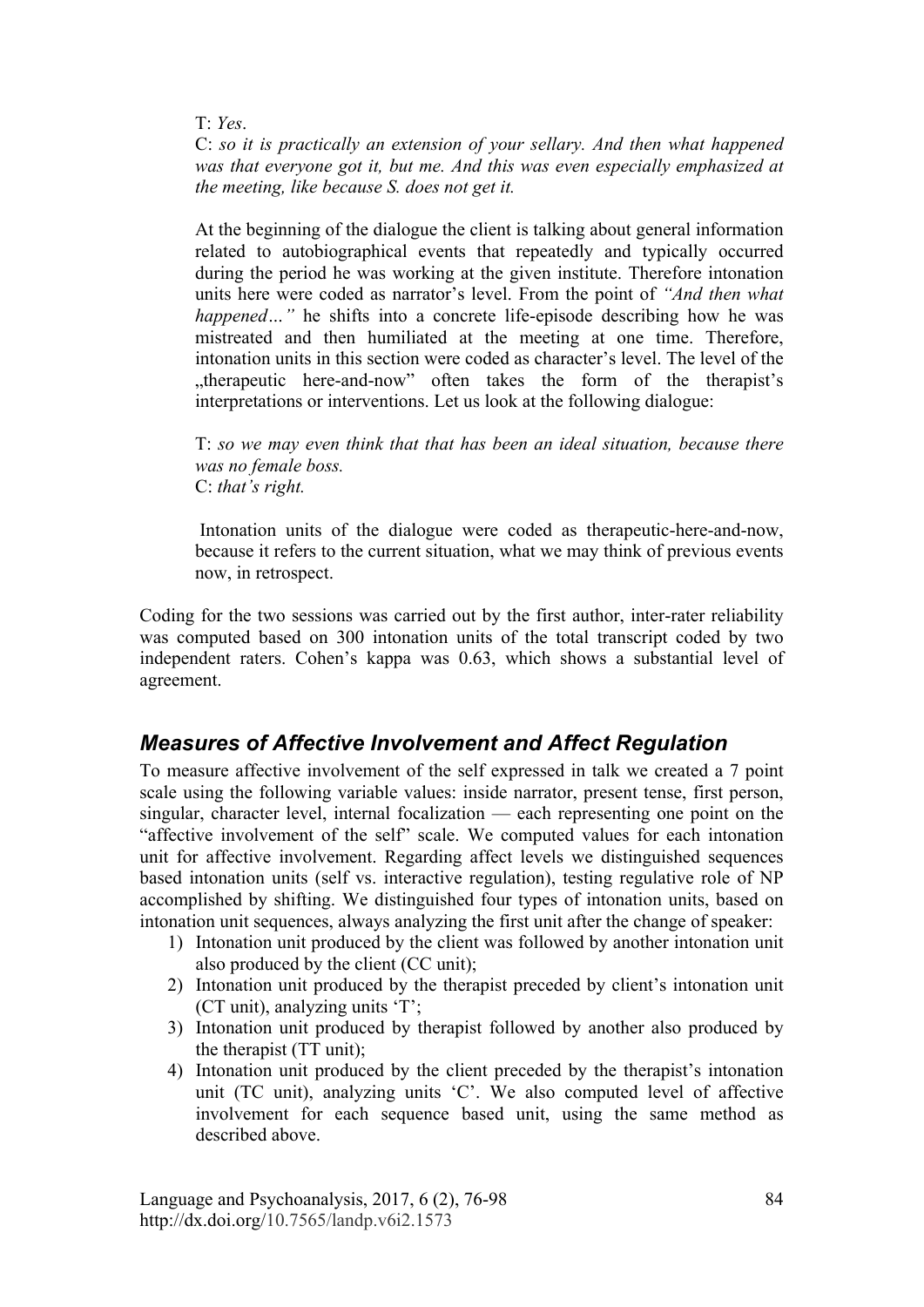T: *Yes*.
C: *so it is practically an extension of your sellary. And then what happened was that everyone got it, but me. And this was even especially emphasized at the meeting, like because S. does not get it.*

At the beginning of the dialogue the client is talking about general information related to autobiographical events that repeatedly and typically occurred during the period he was working at the given institute. Therefore intonation units here were coded as narrator's level. From the point of *"And then what happened…"* he shifts into a concrete life-episode describing how he was mistreated and then humiliated at the meeting at one time. Therefore, intonation units in this section were coded as character's level. The level of the „therapeutic here-and-now" often takes the form of the therapist's interpretations or interventions. Let us look at the following dialogue:

T: *so we may even think that that has been an ideal situation, because there was no female boss.*
C: *that's right.*

Intonation units of the dialogue were coded as therapeutic-here-and-now, because it refers to the current situation, what we may think of previous events now, in retrospect.

Coding for the two sessions was carried out by the first author, inter-rater reliability was computed based on 300 intonation units of the total transcript coded by two independent raters. Cohen's kappa was 0.63, which shows a substantial level of agreement.

## Measures of Affective Involvement and Affect Regulation

To measure affective involvement of the self expressed in talk we created a 7 point scale using the following variable values: inside narrator, present tense, first person, singular, character level, internal focalization — each representing one point on the "affective involvement of the self" scale. We computed values for each intonation unit for affective involvement. Regarding affect levels we distinguished sequences based intonation units (self vs. interactive regulation), testing regulative role of NP accomplished by shifting. We distinguished four types of intonation units, based on intonation unit sequences, always analyzing the first unit after the change of speaker:

1) Intonation unit produced by the client was followed by another intonation unit also produced by the client (CC unit);
2) Intonation unit produced by the therapist preceded by client's intonation unit (CT unit), analyzing units 'T';
3) Intonation unit produced by therapist followed by another also produced by the therapist (TT unit);
4) Intonation unit produced by the client preceded by the therapist's intonation unit (TC unit), analyzing units 'C'. We also computed level of affective involvement for each sequence based unit, using the same method as described above.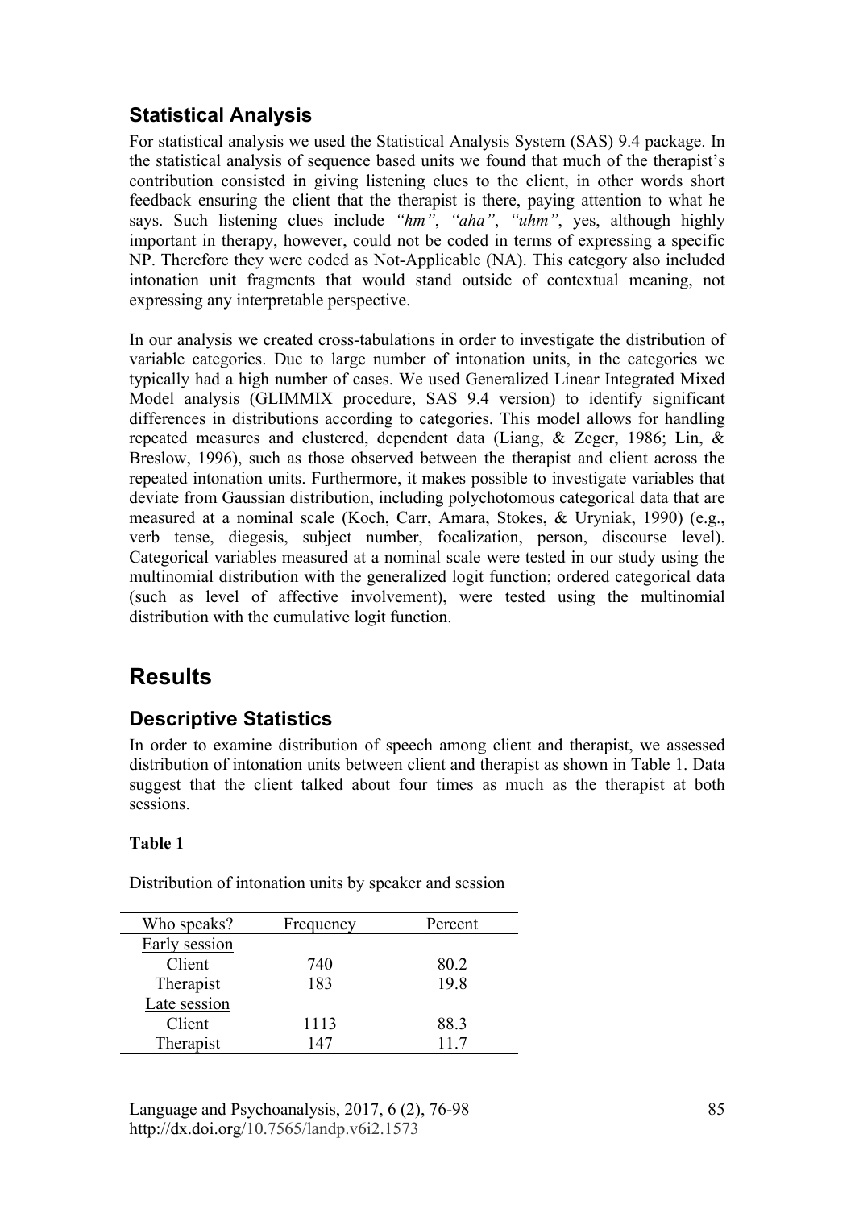### Statistical Analysis

For statistical analysis we used the Statistical Analysis System (SAS) 9.4 package. In the statistical analysis of sequence based units we found that much of the therapist's contribution consisted in giving listening clues to the client, in other words short feedback ensuring the client that the therapist is there, paying attention to what he says. Such listening clues include *"hm"*, *"aha"*, *"uhm"*, yes, although highly important in therapy, however, could not be coded in terms of expressing a specific NP. Therefore they were coded as Not-Applicable (NA). This category also included intonation unit fragments that would stand outside of contextual meaning, not expressing any interpretable perspective.

In our analysis we created cross-tabulations in order to investigate the distribution of variable categories. Due to large number of intonation units, in the categories we typically had a high number of cases. We used Generalized Linear Integrated Mixed Model analysis (GLIMMIX procedure, SAS 9.4 version) to identify significant differences in distributions according to categories. This model allows for handling repeated measures and clustered, dependent data (Liang, & Zeger, 1986; Lin, & Breslow, 1996), such as those observed between the therapist and client across the repeated intonation units. Furthermore, it makes possible to investigate variables that deviate from Gaussian distribution, including polychotomous categorical data that are measured at a nominal scale (Koch, Carr, Amara, Stokes, & Uryniak, 1990) (e.g., verb tense, diegesis, subject number, focalization, person, discourse level). Categorical variables measured at a nominal scale were tested in our study using the multinomial distribution with the generalized logit function; ordered categorical data (such as level of affective involvement), were tested using the multinomial distribution with the cumulative logit function.

## Results

### Descriptive Statistics

In order to examine distribution of speech among client and therapist, we assessed distribution of intonation units between client and therapist as shown in Table 1. Data suggest that the client talked about four times as much as the therapist at both sessions.

**Table 1**

Distribution of intonation units by speaker and session

| Who speaks? | Frequency | Percent |
|---|---|---|
| Early session | | |
| Client | 740 | 80.2 |
| Therapist | 183 | 19.8 |
| Late session | | |
| Client | 1113 | 88.3 |
| Therapist | 147 | 11.7 |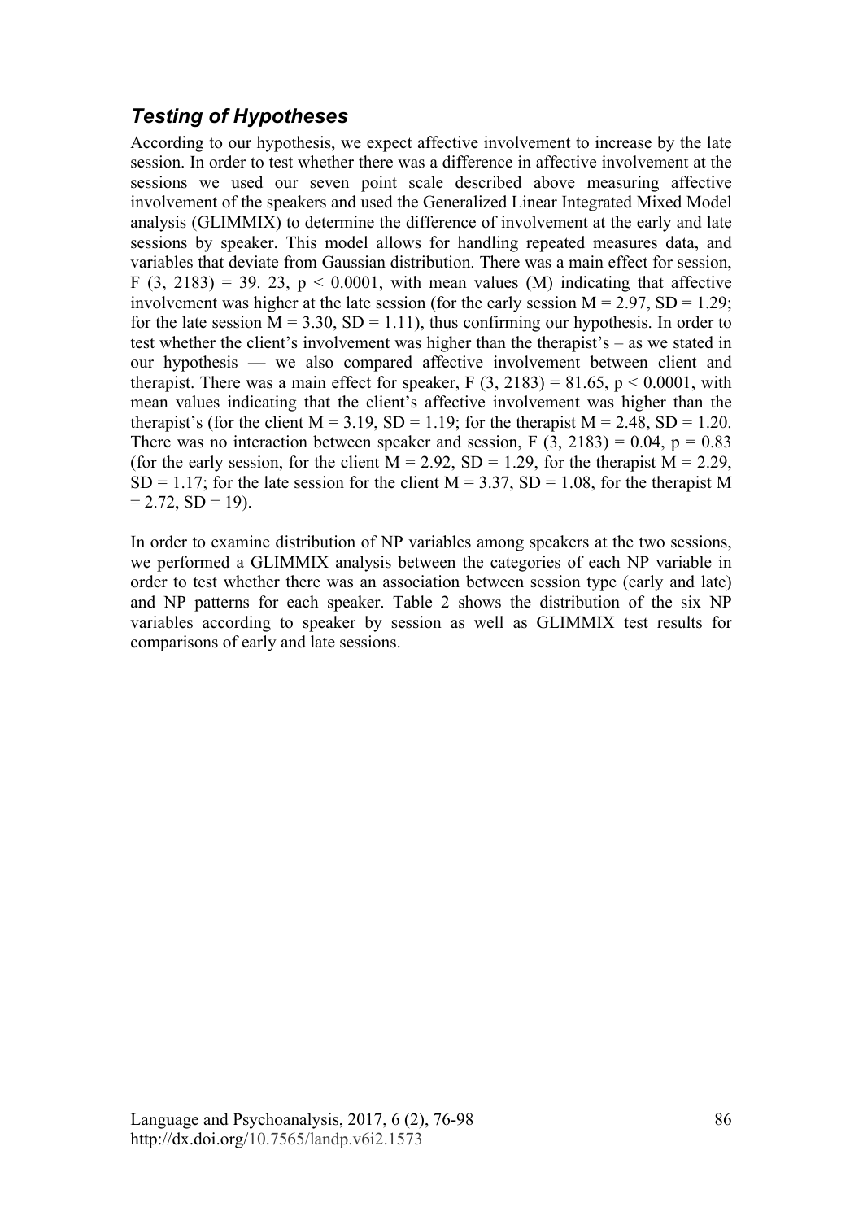### *Testing of Hypotheses*

According to our hypothesis, we expect affective involvement to increase by the late session. In order to test whether there was a difference in affective involvement at the sessions we used our seven point scale described above measuring affective involvement of the speakers and used the Generalized Linear Integrated Mixed Model analysis (GLIMMIX) to determine the difference of involvement at the early and late sessions by speaker. This model allows for handling repeated measures data, and variables that deviate from Gaussian distribution. There was a main effect for session, $F$ (3, 2183) = 39. 23, $p < 0.0001$, with mean values (M) indicating that affective involvement was higher at the late session (for the early session M = 2.97, SD = 1.29; for the late session M = 3.30, SD = 1.11), thus confirming our hypothesis. In order to test whether the client's involvement was higher than the therapist's – as we stated in our hypothesis — we also compared affective involvement between client and therapist. There was a main effect for speaker, $F$ (3, 2183) = 81.65, $p < 0.0001$, with mean values indicating that the client's affective involvement was higher than the therapist's (for the client M = 3.19, SD = 1.19; for the therapist M = 2.48, SD = 1.20. There was no interaction between speaker and session, $F$ (3, 2183) = 0.04, $p = 0.83$ (for the early session, for the client M = 2.92, SD = 1.29, for the therapist M = 2.29, SD = 1.17; for the late session for the client M = 3.37, SD = 1.08, for the therapist M = 2.72, SD = 19).

In order to examine distribution of NP variables among speakers at the two sessions, we performed a GLIMMIX analysis between the categories of each NP variable in order to test whether there was an association between session type (early and late) and NP patterns for each speaker. Table 2 shows the distribution of the six NP variables according to speaker by session as well as GLIMMIX test results for comparisons of early and late sessions.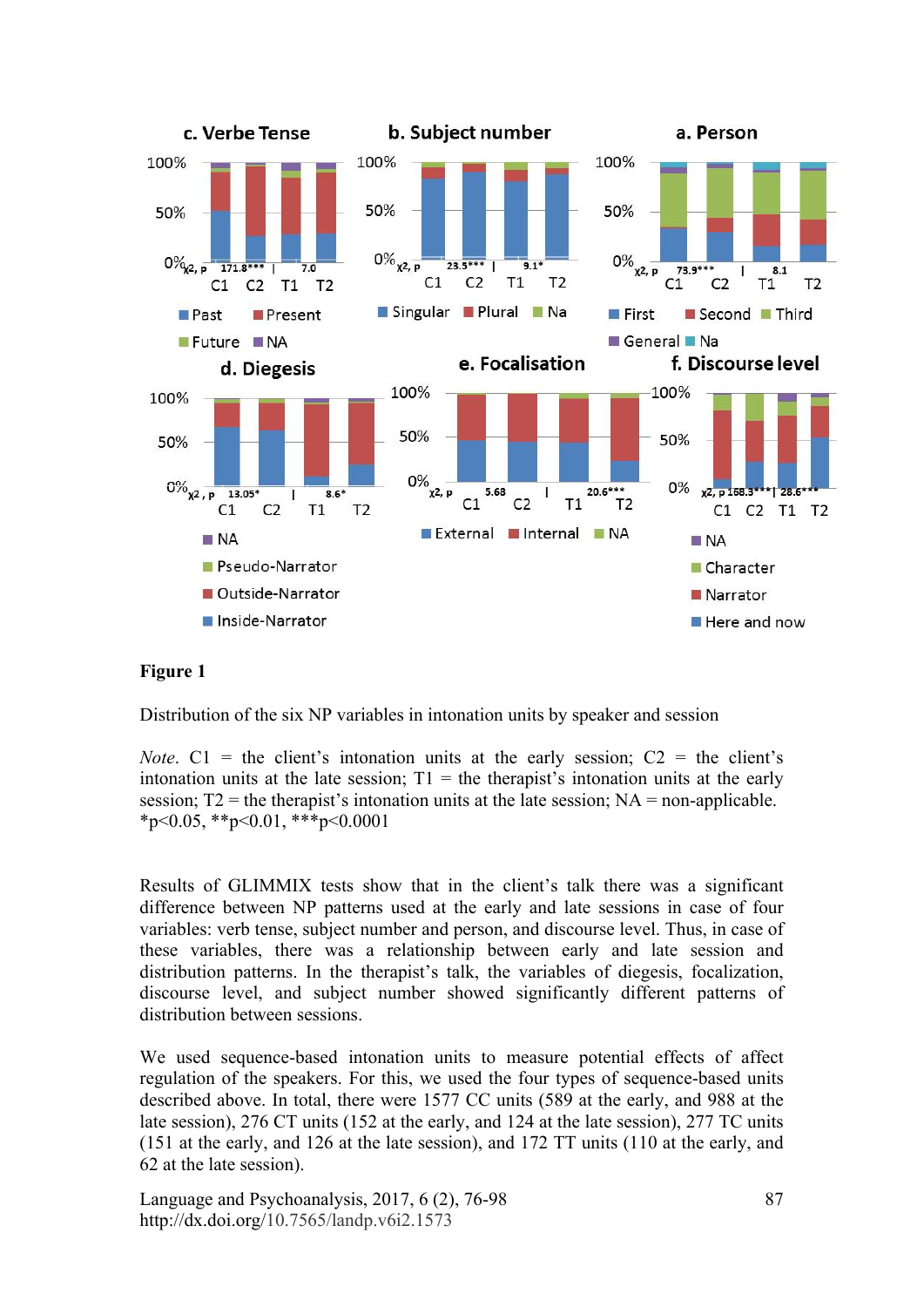**Figure 1**

Distribution of the six NP variables in intonation units by speaker and session

*Note*. C1 = the client's intonation units at the early session; C2 = the client's intonation units at the late session; T1 = the therapist's intonation units at the early session; T2 = the therapist's intonation units at the late session; NA = non-applicable. \*p<0.05, \*\*p<0.01, \*\*\*p<0.0001

Results of GLIMMIX tests show that in the client's talk there was a significant difference between NP patterns used at the early and late sessions in case of four variables: verb tense, subject number and person, and discourse level. Thus, in case of these variables, there was a relationship between early and late session and distribution patterns. In the therapist's talk, the variables of diegesis, focalization, discourse level, and subject number showed significantly different patterns of distribution between sessions.

We used sequence-based intonation units to measure potential effects of affect regulation of the speakers. For this, we used the four types of sequence-based units described above. In total, there were 1577 CC units (589 at the early, and 988 at the late session), 276 CT units (152 at the early, and 124 at the late session), 277 TC units (151 at the early, and 126 at the late session), and 172 TT units (110 at the early, and 62 at the late session).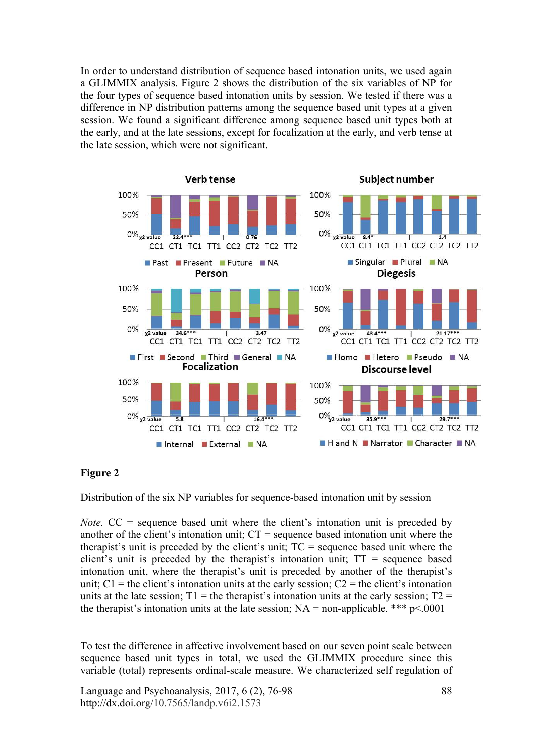In order to understand distribution of sequence based intonation units, we used again a GLIMMIX analysis. Figure 2 shows the distribution of the six variables of NP for the four types of sequence based intonation units by session. We tested if there was a difference in NP distribution patterns among the sequence based unit types at a given session. We found a significant difference among sequence based unit types both at the early, and at the late sessions, except for focalization at the early, and verb tense at the late session, which were not significant.

**Figure 2**

Distribution of the six NP variables for sequence-based intonation unit by session

*Note.* CC = sequence based unit where the client's intonation unit is preceded by another of the client's intonation unit; CT = sequence based intonation unit where the therapist's unit is preceded by the client's unit; TC = sequence based unit where the client's unit is preceded by the therapist's intonation unit; TT = sequence based intonation unit, where the therapist's unit is preceded by another of the therapist's unit; C1 = the client's intonation units at the early session; C2 = the client's intonation units at the late session; T1 = the therapist's intonation units at the early session; T2 = the therapist's intonation units at the late session; NA = non-applicable. *** p<.0001

To test the difference in affective involvement based on our seven point scale between sequence based unit types in total, we used the GLIMMIX procedure since this variable (total) represents ordinal-scale measure. We characterized self regulation of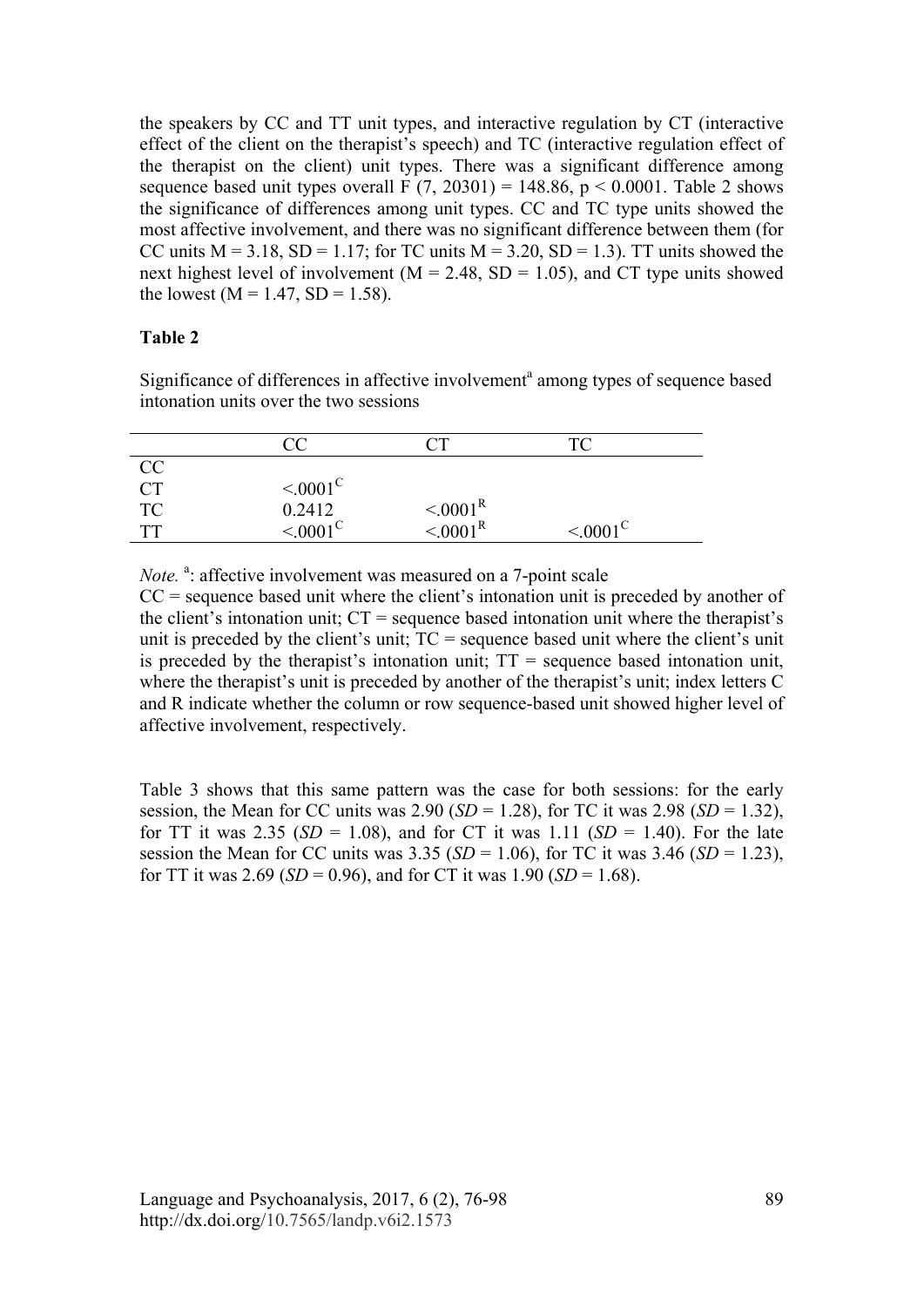the speakers by CC and TT unit types, and interactive regulation by CT (interactive effect of the client on the therapist's speech) and TC (interactive regulation effect of the therapist on the client) unit types. There was a significant difference among sequence based unit types overall $F (7, 20301) = 148.86$, $p < 0.0001$. Table 2 shows the significance of differences among unit types. CC and TC type units showed the most affective involvement, and there was no significant difference between them (for CC units $M = 3.18$, $SD = 1.17$; for TC units $M = 3.20$, $SD = 1.3$). TT units showed the next highest level of involvement ($M = 2.48$, $SD = 1.05$), and CT type units showed the lowest ($M = 1.47$, $SD = 1.58$).

**Table 2**

Significance of differences in affective involvement[a] among types of sequence based intonation units over the two sessions

| | CC | CT | TC |
|---|---|---|---|
| CC | | | |
| CT | <.0001[C] | | |
| TC | 0.2412 | <.0001[R] | |
| TT | <.0001[C] | <.0001[R] | <.0001[C] |

*Note.* [a]: affective involvement was measured on a 7-point scale
CC = sequence based unit where the client's intonation unit is preceded by another of the client's intonation unit; CT = sequence based intonation unit where the therapist's unit is preceded by the client's unit; TC = sequence based unit where the client's unit is preceded by the therapist's intonation unit; TT = sequence based intonation unit, where the therapist's unit is preceded by another of the therapist's unit; index letters C and R indicate whether the column or row sequence-based unit showed higher level of affective involvement, respectively.

Table 3 shows that this same pattern was the case for both sessions: for the early session, the Mean for CC units was 2.90 (*SD* = 1.28), for TC it was 2.98 (*SD* = 1.32), for TT it was 2.35 (*SD* = 1.08), and for CT it was 1.11 (*SD* = 1.40). For the late session the Mean for CC units was 3.35 (*SD* = 1.06), for TC it was 3.46 (*SD* = 1.23), for TT it was 2.69 (*SD* = 0.96), and for CT it was 1.90 (*SD* = 1.68).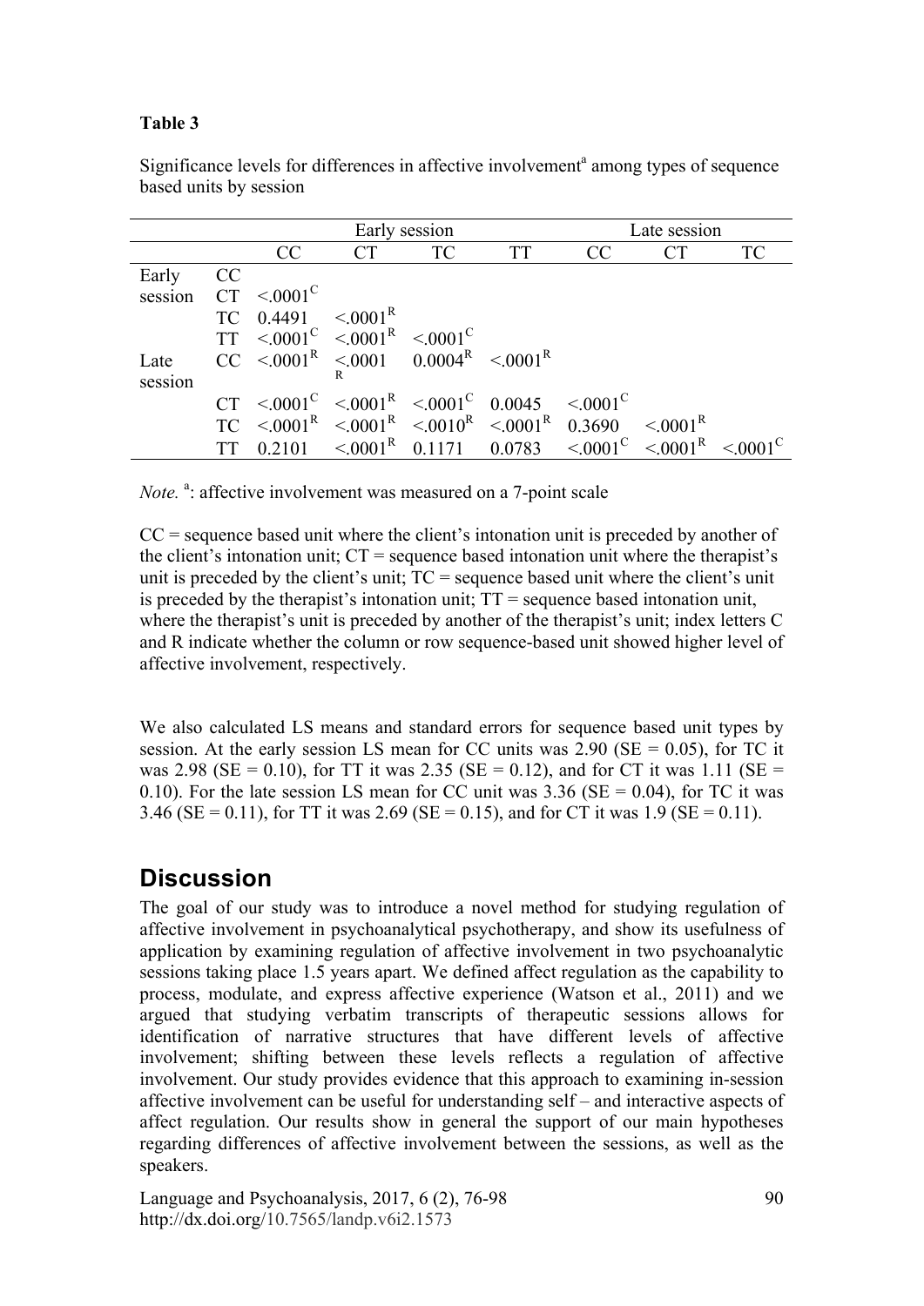**Table 3**

Significance levels for differences in affective involvement[a] among types of sequence based units by session

| | | Early session | | | | Late session | | |
|---|---|---|---|---|---|---|---|---|
| | | CC | CT | TC | TT | CC | CT | TC |
| Early session | CC | | | | | | | |
| | CT | <.0001[C] | | | | | | |
| | TC | 0.4491 | <.0001[R] | | | | | |
| | TT | <.0001[C] | <.0001[R] | <.0001[C] | | | | |
| Late session | CC | <.0001[R] | <.0001[R] | 0.0004[R] | <.0001[R] | | | |
| | CT | <.0001[C] | <.0001[R] | <.0001[C] | 0.0045 | <.0001[C] | | |
| | TC | <.0001[R] | <.0001[R] | <.0010[R] | <.0001[R] | 0.3690 | <.0001[R] | |
| | TT | 0.2101 | <.0001[R] | 0.1171 | 0.0783 | <.0001[C] | <.0001[R] | <.0001[C] |

*Note.* [a]: affective involvement was measured on a 7-point scale

CC = sequence based unit where the client's intonation unit is preceded by another of the client's intonation unit; CT = sequence based intonation unit where the therapist's unit is preceded by the client's unit; TC = sequence based unit where the client's unit is preceded by the therapist's intonation unit; TT = sequence based intonation unit, where the therapist's unit is preceded by another of the therapist's unit; index letters C and R indicate whether the column or row sequence-based unit showed higher level of affective involvement, respectively.

We also calculated LS means and standard errors for sequence based unit types by session. At the early session LS mean for CC units was 2.90 (SE = 0.05), for TC it was 2.98 (SE = 0.10), for TT it was 2.35 (SE = 0.12), and for CT it was 1.11 (SE = 0.10). For the late session LS mean for CC unit was 3.36 (SE = 0.04), for TC it was 3.46 (SE = 0.11), for TT it was 2.69 (SE = 0.15), and for CT it was 1.9 (SE = 0.11).

## Discussion

The goal of our study was to introduce a novel method for studying regulation of affective involvement in psychoanalytical psychotherapy, and show its usefulness of application by examining regulation of affective involvement in two psychoanalytic sessions taking place 1.5 years apart. We defined affect regulation as the capability to process, modulate, and express affective experience (Watson et al., 2011) and we argued that studying verbatim transcripts of therapeutic sessions allows for identification of narrative structures that have different levels of affective involvement; shifting between these levels reflects a regulation of affective involvement. Our study provides evidence that this approach to examining in-session affective involvement can be useful for understanding self – and interactive aspects of affect regulation. Our results show in general the support of our main hypotheses regarding differences of affective involvement between the sessions, as well as the speakers.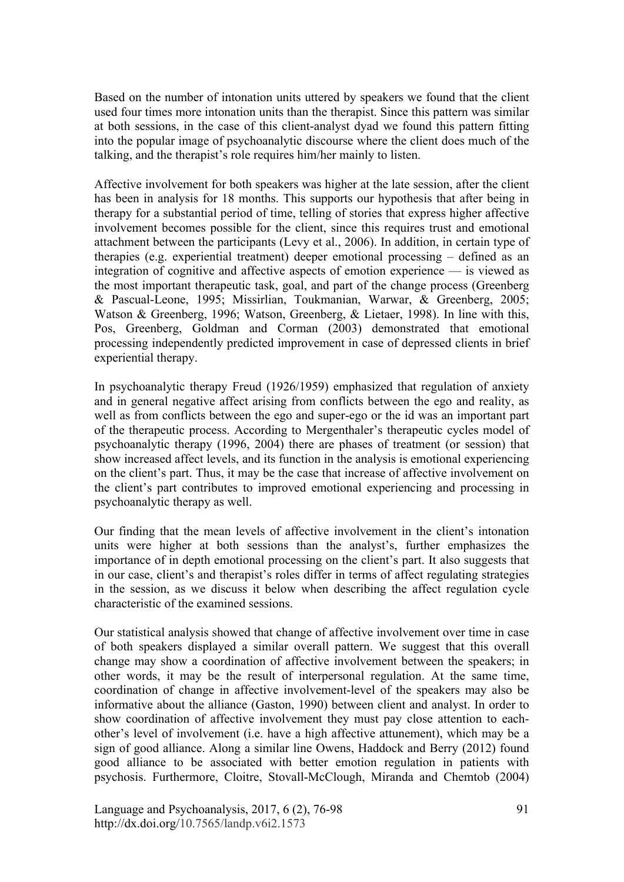Based on the number of intonation units uttered by speakers we found that the client used four times more intonation units than the therapist. Since this pattern was similar at both sessions, in the case of this client-analyst dyad we found this pattern fitting into the popular image of psychoanalytic discourse where the client does much of the talking, and the therapist's role requires him/her mainly to listen.

Affective involvement for both speakers was higher at the late session, after the client has been in analysis for 18 months. This supports our hypothesis that after being in therapy for a substantial period of time, telling of stories that express higher affective involvement becomes possible for the client, since this requires trust and emotional attachment between the participants (Levy et al., 2006). In addition, in certain type of therapies (e.g. experiential treatment) deeper emotional processing – defined as an integration of cognitive and affective aspects of emotion experience — is viewed as the most important therapeutic task, goal, and part of the change process (Greenberg & Pascual-Leone, 1995; Missirlian, Toukmanian, Warwar, & Greenberg, 2005; Watson & Greenberg, 1996; Watson, Greenberg, & Lietaer, 1998). In line with this, Pos, Greenberg, Goldman and Corman (2003) demonstrated that emotional processing independently predicted improvement in case of depressed clients in brief experiential therapy.

In psychoanalytic therapy Freud (1926/1959) emphasized that regulation of anxiety and in general negative affect arising from conflicts between the ego and reality, as well as from conflicts between the ego and super-ego or the id was an important part of the therapeutic process. According to Mergenthaler's therapeutic cycles model of psychoanalytic therapy (1996, 2004) there are phases of treatment (or session) that show increased affect levels, and its function in the analysis is emotional experiencing on the client's part. Thus, it may be the case that increase of affective involvement on the client's part contributes to improved emotional experiencing and processing in psychoanalytic therapy as well.

Our finding that the mean levels of affective involvement in the client's intonation units were higher at both sessions than the analyst's, further emphasizes the importance of in depth emotional processing on the client's part. It also suggests that in our case, client's and therapist's roles differ in terms of affect regulating strategies in the session, as we discuss it below when describing the affect regulation cycle characteristic of the examined sessions.

Our statistical analysis showed that change of affective involvement over time in case of both speakers displayed a similar overall pattern. We suggest that this overall change may show a coordination of affective involvement between the speakers; in other words, it may be the result of interpersonal regulation. At the same time, coordination of change in affective involvement-level of the speakers may also be informative about the alliance (Gaston, 1990) between client and analyst. In order to show coordination of affective involvement they must pay close attention to each-other's level of involvement (i.e. have a high affective attunement), which may be a sign of good alliance. Along a similar line Owens, Haddock and Berry (2012) found good alliance to be associated with better emotion regulation in patients with psychosis. Furthermore, Cloitre, Stovall-McClough, Miranda and Chemtob (2004)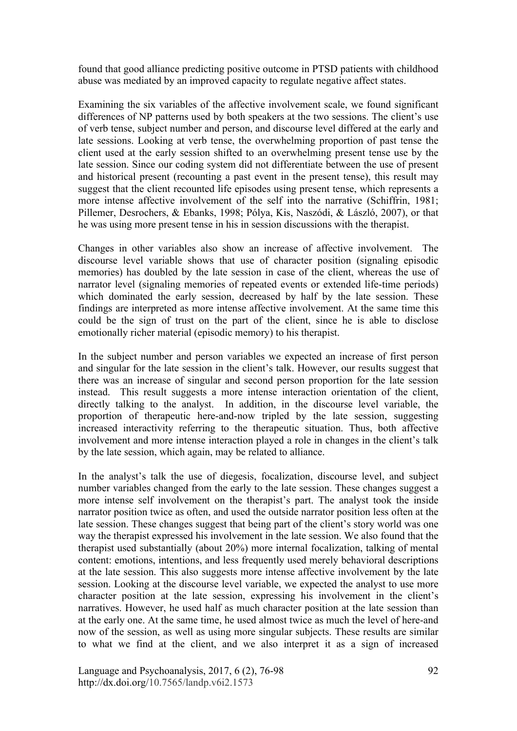found that good alliance predicting positive outcome in PTSD patients with childhood abuse was mediated by an improved capacity to regulate negative affect states.

Examining the six variables of the affective involvement scale, we found significant differences of NP patterns used by both speakers at the two sessions. The client's use of verb tense, subject number and person, and discourse level differed at the early and late sessions. Looking at verb tense, the overwhelming proportion of past tense the client used at the early session shifted to an overwhelming present tense use by the late session. Since our coding system did not differentiate between the use of present and historical present (recounting a past event in the present tense), this result may suggest that the client recounted life episodes using present tense, which represents a more intense affective involvement of the self into the narrative (Schiffrin, 1981; Pillemer, Desrochers, & Ebanks, 1998; Pólya, Kis, Naszódi, & László, 2007), or that he was using more present tense in his in session discussions with the therapist.

Changes in other variables also show an increase of affective involvement. The discourse level variable shows that use of character position (signaling episodic memories) has doubled by the late session in case of the client, whereas the use of narrator level (signaling memories of repeated events or extended life-time periods) which dominated the early session, decreased by half by the late session. These findings are interpreted as more intense affective involvement. At the same time this could be the sign of trust on the part of the client, since he is able to disclose emotionally richer material (episodic memory) to his therapist.

In the subject number and person variables we expected an increase of first person and singular for the late session in the client's talk. However, our results suggest that there was an increase of singular and second person proportion for the late session instead. This result suggests a more intense interaction orientation of the client, directly talking to the analyst. In addition, in the discourse level variable, the proportion of therapeutic here-and-now tripled by the late session, suggesting increased interactivity referring to the therapeutic situation. Thus, both affective involvement and more intense interaction played a role in changes in the client's talk by the late session, which again, may be related to alliance.

In the analyst's talk the use of diegesis, focalization, discourse level, and subject number variables changed from the early to the late session. These changes suggest a more intense self involvement on the therapist's part. The analyst took the inside narrator position twice as often, and used the outside narrator position less often at the late session. These changes suggest that being part of the client's story world was one way the therapist expressed his involvement in the late session. We also found that the therapist used substantially (about 20%) more internal focalization, talking of mental content: emotions, intentions, and less frequently used merely behavioral descriptions at the late session. This also suggests more intense affective involvement by the late session. Looking at the discourse level variable, we expected the analyst to use more character position at the late session, expressing his involvement in the client's narratives. However, he used half as much character position at the late session than at the early one. At the same time, he used almost twice as much the level of here-and now of the session, as well as using more singular subjects. These results are similar to what we find at the client, and we also interpret it as a sign of increased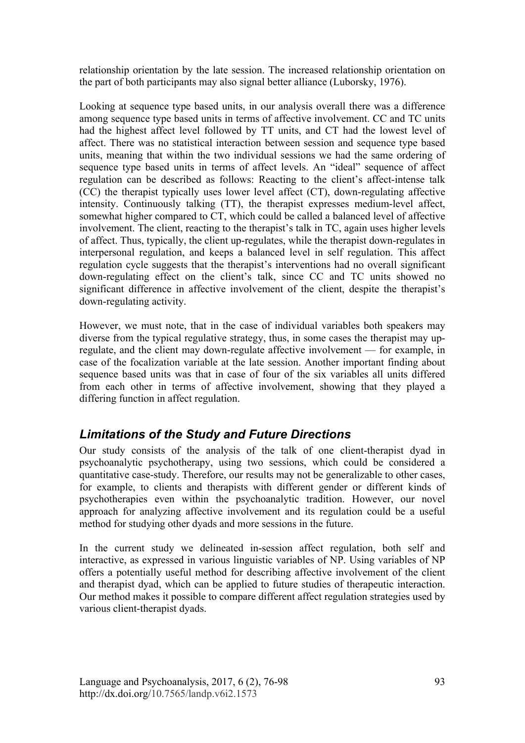relationship orientation by the late session. The increased relationship orientation on the part of both participants may also signal better alliance (Luborsky, 1976).

Looking at sequence type based units, in our analysis overall there was a difference among sequence type based units in terms of affective involvement. CC and TC units had the highest affect level followed by TT units, and CT had the lowest level of affect. There was no statistical interaction between session and sequence type based units, meaning that within the two individual sessions we had the same ordering of sequence type based units in terms of affect levels. An "ideal" sequence of affect regulation can be described as follows: Reacting to the client's affect-intense talk (CC) the therapist typically uses lower level affect (CT), down-regulating affective intensity. Continuously talking (TT), the therapist expresses medium-level affect, somewhat higher compared to CT, which could be called a balanced level of affective involvement. The client, reacting to the therapist's talk in TC, again uses higher levels of affect. Thus, typically, the client up-regulates, while the therapist down-regulates in interpersonal regulation, and keeps a balanced level in self regulation. This affect regulation cycle suggests that the therapist's interventions had no overall significant down-regulating effect on the client's talk, since CC and TC units showed no significant difference in affective involvement of the client, despite the therapist's down-regulating activity.

However, we must note, that in the case of individual variables both speakers may diverse from the typical regulative strategy, thus, in some cases the therapist may up-regulate, and the client may down-regulate affective involvement — for example, in case of the focalization variable at the late session. Another important finding about sequence based units was that in case of four of the six variables all units differed from each other in terms of affective involvement, showing that they played a differing function in affect regulation.

## *Limitations of the Study and Future Directions*

Our study consists of the analysis of the talk of one client-therapist dyad in psychoanalytic psychotherapy, using two sessions, which could be considered a quantitative case-study. Therefore, our results may not be generalizable to other cases, for example, to clients and therapists with different gender or different kinds of psychotherapies even within the psychoanalytic tradition. However, our novel approach for analyzing affective involvement and its regulation could be a useful method for studying other dyads and more sessions in the future.

In the current study we delineated in-session affect regulation, both self and interactive, as expressed in various linguistic variables of NP. Using variables of NP offers a potentially useful method for describing affective involvement of the client and therapist dyad, which can be applied to future studies of therapeutic interaction. Our method makes it possible to compare different affect regulation strategies used by various client-therapist dyads.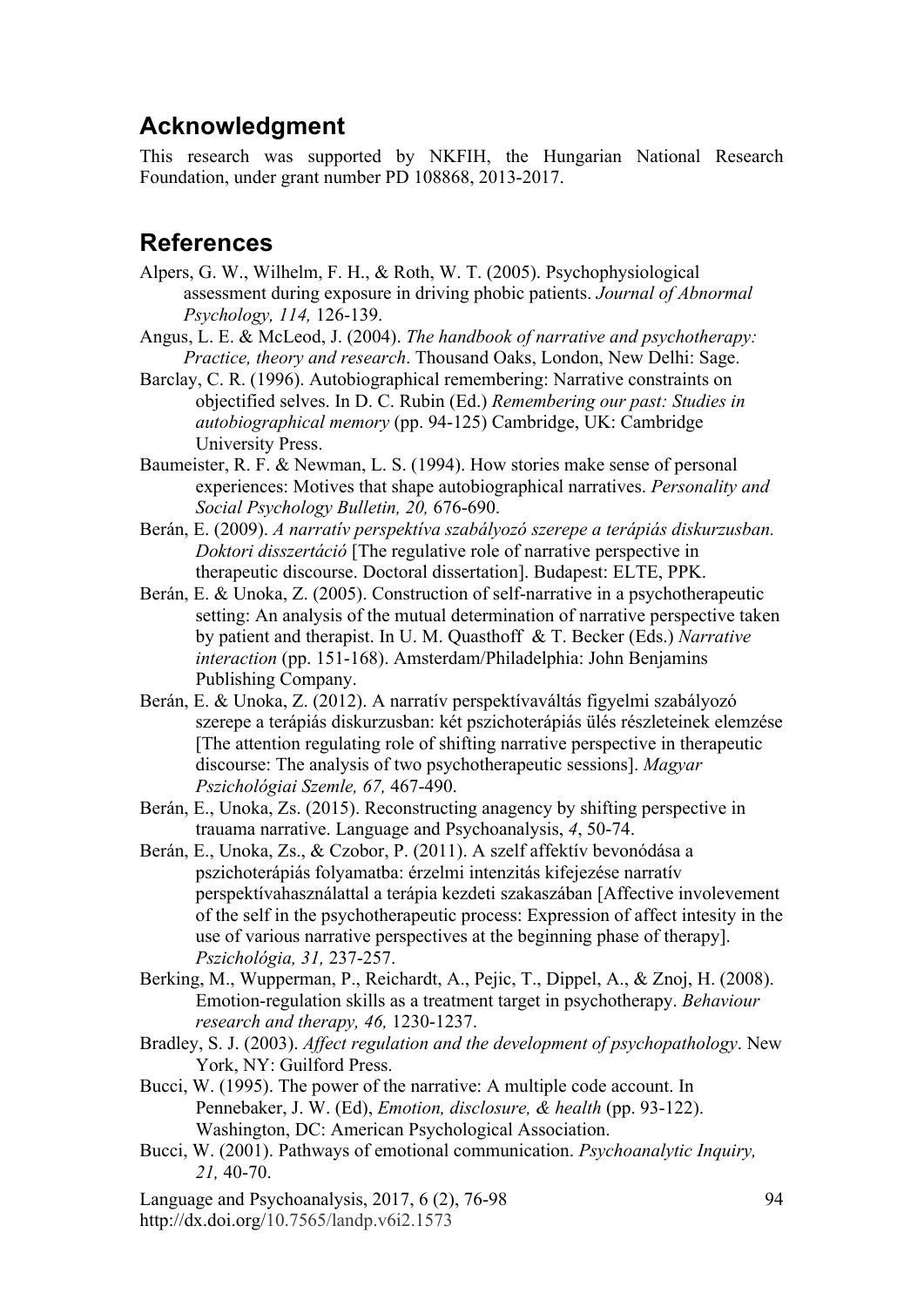## Acknowledgment

This research was supported by NKFIH, the Hungarian National Research Foundation, under grant number PD 108868, 2013-2017.

## References

Alpers, G. W., Wilhelm, F. H., & Roth, W. T. (2005). Psychophysiological assessment during exposure in driving phobic patients. *Journal of Abnormal Psychology, 114,* 126-139.

Angus, L. E. & McLeod, J. (2004). *The handbook of narrative and psychotherapy: Practice, theory and research*. Thousand Oaks, London, New Delhi: Sage.

Barclay, C. R. (1996). Autobiographical remembering: Narrative constraints on objectified selves. In D. C. Rubin (Ed.) *Remembering our past: Studies in autobiographical memory* (pp. 94-125) Cambridge, UK: Cambridge University Press.

Baumeister, R. F. & Newman, L. S. (1994). How stories make sense of personal experiences: Motives that shape autobiographical narratives. *Personality and Social Psychology Bulletin, 20,* 676-690.

Berán, E. (2009). *A narratív perspektíva szabályozó szerepe a terápiás diskurzusban. Doktori disszertáció* [The regulative role of narrative perspective in therapeutic discourse. Doctoral dissertation]. Budapest: ELTE, PPK.

Berán, E. & Unoka, Z. (2005). Construction of self-narrative in a psychotherapeutic setting: An analysis of the mutual determination of narrative perspective taken by patient and therapist. In U. M. Quasthoff & T. Becker (Eds.) *Narrative interaction* (pp. 151-168). Amsterdam/Philadelphia: John Benjamins Publishing Company.

Berán, E. & Unoka, Z. (2012). A narratív perspektívaváltás figyelmi szabályozó szerepe a terápiás diskurzusban: két pszichoterápiás ülés részleteinek elemzése [The attention regulating role of shifting narrative perspective in therapeutic discourse: The analysis of two psychotherapeutic sessions]. *Magyar Pszichológiai Szemle, 67,* 467-490.

Berán, E., Unoka, Zs. (2015). Reconstructing anagency by shifting perspective in trauama narrative. Language and Psychoanalysis, *4*, 50-74.

Berán, E., Unoka, Zs., & Czobor, P. (2011). A szelf affektív bevonódása a pszichoterápiás folyamatba: érzelmi intenzitás kifejezése narratív perspektívahasználattal a terápia kezdeti szakaszában [Affective involevement of the self in the psychotherapeutic process: Expression of affect intesity in the use of various narrative perspectives at the beginning phase of therapy]. *Pszichológia, 31,* 237-257.

Berking, M., Wupperman, P., Reichardt, A., Pejic, T., Dippel, A., & Znoj, H. (2008). Emotion-regulation skills as a treatment target in psychotherapy. *Behaviour research and therapy, 46,* 1230-1237.

Bradley, S. J. (2003). *Affect regulation and the development of psychopathology*. New York, NY: Guilford Press.

Bucci, W. (1995). The power of the narrative: A multiple code account. In Pennebaker, J. W. (Ed), *Emotion, disclosure, & health* (pp. 93-122). Washington, DC: American Psychological Association.

Bucci, W. (2001). Pathways of emotional communication. *Psychoanalytic Inquiry, 21,* 40-70.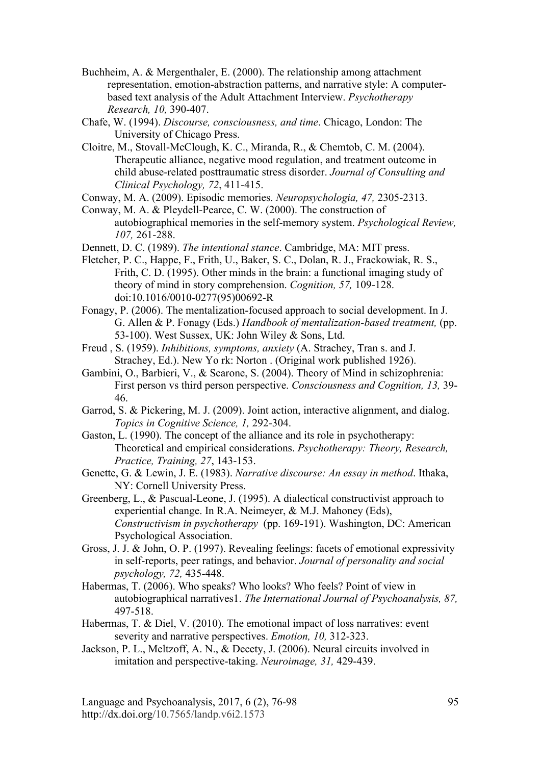Buchheim, A. & Mergenthaler, E. (2000). The relationship among attachment representation, emotion-abstraction patterns, and narrative style: A computer-based text analysis of the Adult Attachment Interview. *Psychotherapy Research, 10,* 390-407.

Chafe, W. (1994). *Discourse, consciousness, and time*. Chicago, London: The University of Chicago Press.

Cloitre, M., Stovall-McClough, K. C., Miranda, R., & Chemtob, C. M. (2004). Therapeutic alliance, negative mood regulation, and treatment outcome in child abuse-related posttraumatic stress disorder. *Journal of Consulting and Clinical Psychology, 72*, 411-415.

Conway, M. A. (2009). Episodic memories. *Neuropsychologia, 47,* 2305-2313.

Conway, M. A. & Pleydell-Pearce, C. W. (2000). The construction of autobiographical memories in the self-memory system. *Psychological Review, 107,* 261-288.

Dennett, D. C. (1989). *The intentional stance*. Cambridge, MA: MIT press.

Fletcher, P. C., Happe, F., Frith, U., Baker, S. C., Dolan, R. J., Frackowiak, R. S., Frith, C. D. (1995). Other minds in the brain: a functional imaging study of theory of mind in story comprehension. *Cognition, 57,* 109-128. doi:10.1016/0010-0277(95)00692-R

Fonagy, P. (2006). The mentalization-focused approach to social development. In J. G. Allen & P. Fonagy (Eds.) *Handbook of mentalization-based treatment,* (pp. 53-100). West Sussex, UK: John Wiley & Sons, Ltd.

Freud , S. (1959). *Inhibitions, symptoms, anxiety* (A. Strachey, Tran s. and J. Strachey, Ed.). New Yo rk: Norton . (Original work published 1926).

Gambini, O., Barbieri, V., & Scarone, S. (2004). Theory of Mind in schizophrenia: First person vs third person perspective. *Consciousness and Cognition, 13,* 39-46.

Garrod, S. & Pickering, M. J. (2009). Joint action, interactive alignment, and dialog. *Topics in Cognitive Science, 1,* 292-304.

Gaston, L. (1990). The concept of the alliance and its role in psychotherapy: Theoretical and empirical considerations. *Psychotherapy: Theory, Research, Practice, Training, 27*, 143-153.

Genette, G. & Lewin, J. E. (1983). *Narrative discourse: An essay in method*. Ithaka, NY: Cornell University Press.

Greenberg, L., & Pascual-Leone, J. (1995). A dialectical constructivist approach to experiential change. In R.A. Neimeyer, & M.J. Mahoney (Eds), *Constructivism in psychotherapy* (pp. 169-191). Washington, DC: American Psychological Association.

Gross, J. J. & John, O. P. (1997). Revealing feelings: facets of emotional expressivity in self-reports, peer ratings, and behavior. *Journal of personality and social psychology, 72,* 435-448.

Habermas, T. (2006). Who speaks? Who looks? Who feels? Point of view in autobiographical narratives1. *The International Journal of Psychoanalysis, 87,* 497-518.

Habermas, T. & Diel, V. (2010). The emotional impact of loss narratives: event severity and narrative perspectives. *Emotion, 10,* 312-323.

Jackson, P. L., Meltzoff, A. N., & Decety, J. (2006). Neural circuits involved in imitation and perspective-taking. *Neuroimage, 31,* 429-439.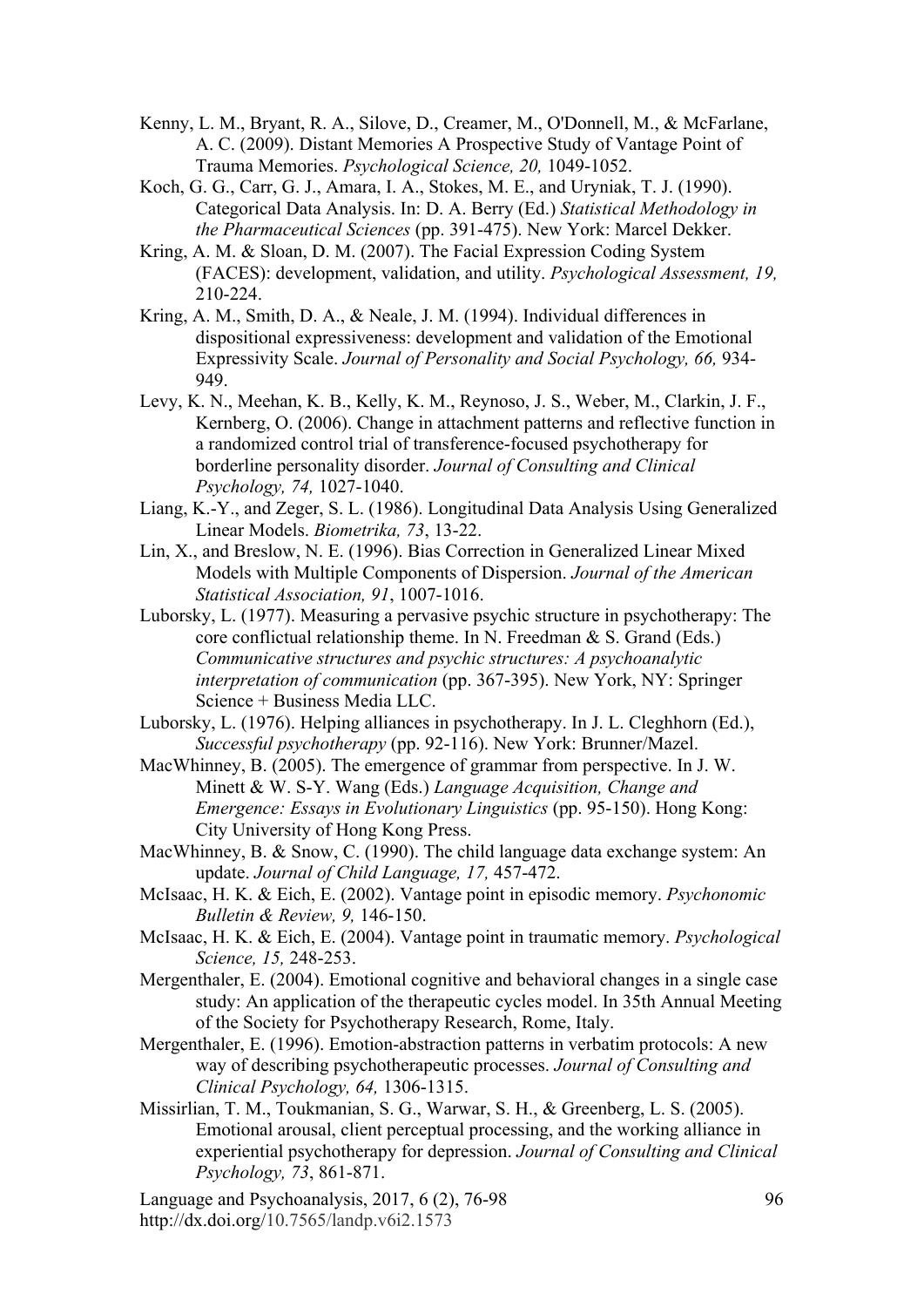Kenny, L. M., Bryant, R. A., Silove, D., Creamer, M., O'Donnell, M., & McFarlane, A. C. (2009). Distant Memories A Prospective Study of Vantage Point of Trauma Memories. *Psychological Science, 20,* 1049-1052.

Koch, G. G., Carr, G. J., Amara, I. A., Stokes, M. E., and Uryniak, T. J. (1990). Categorical Data Analysis. In: D. A. Berry (Ed.) *Statistical Methodology in the Pharmaceutical Sciences* (pp. 391-475). New York: Marcel Dekker.

Kring, A. M. & Sloan, D. M. (2007). The Facial Expression Coding System (FACES): development, validation, and utility. *Psychological Assessment, 19,* 210-224.

Kring, A. M., Smith, D. A., & Neale, J. M. (1994). Individual differences in dispositional expressiveness: development and validation of the Emotional Expressivity Scale. *Journal of Personality and Social Psychology, 66,* 934-949.

Levy, K. N., Meehan, K. B., Kelly, K. M., Reynoso, J. S., Weber, M., Clarkin, J. F., Kernberg, O. (2006). Change in attachment patterns and reflective function in a randomized control trial of transference-focused psychotherapy for borderline personality disorder. *Journal of Consulting and Clinical Psychology, 74,* 1027-1040.

Liang, K.-Y., and Zeger, S. L. (1986). Longitudinal Data Analysis Using Generalized Linear Models. *Biometrika, 73*, 13-22.

Lin, X., and Breslow, N. E. (1996). Bias Correction in Generalized Linear Mixed Models with Multiple Components of Dispersion. *Journal of the American Statistical Association, 91*, 1007-1016.

Luborsky, L. (1977). Measuring a pervasive psychic structure in psychotherapy: The core conflictual relationship theme. In N. Freedman & S. Grand (Eds.) *Communicative structures and psychic structures: A psychoanalytic interpretation of communication* (pp. 367-395). New York, NY: Springer Science + Business Media LLC.

Luborsky, L. (1976). Helping alliances in psychotherapy. In J. L. Cleghhorn (Ed.), *Successful psychotherapy* (pp. 92-116). New York: Brunner/Mazel.

MacWhinney, B. (2005). The emergence of grammar from perspective. In J. W. Minett & W. S-Y. Wang (Eds.) *Language Acquisition, Change and Emergence: Essays in Evolutionary Linguistics* (pp. 95-150). Hong Kong: City University of Hong Kong Press.

MacWhinney, B. & Snow, C. (1990). The child language data exchange system: An update. *Journal of Child Language, 17,* 457-472.

McIsaac, H. K. & Eich, E. (2002). Vantage point in episodic memory. *Psychonomic Bulletin & Review, 9,* 146-150.

McIsaac, H. K. & Eich, E. (2004). Vantage point in traumatic memory. *Psychological Science, 15,* 248-253.

Mergenthaler, E. (2004). Emotional cognitive and behavioral changes in a single case study: An application of the therapeutic cycles model. In 35th Annual Meeting of the Society for Psychotherapy Research, Rome, Italy.

Mergenthaler, E. (1996). Emotion-abstraction patterns in verbatim protocols: A new way of describing psychotherapeutic processes. *Journal of Consulting and Clinical Psychology, 64,* 1306-1315.

Missirlian, T. M., Toukmanian, S. G., Warwar, S. H., & Greenberg, L. S. (2005). Emotional arousal, client perceptual processing, and the working alliance in experiential psychotherapy for depression. *Journal of Consulting and Clinical Psychology, 73*, 861-871.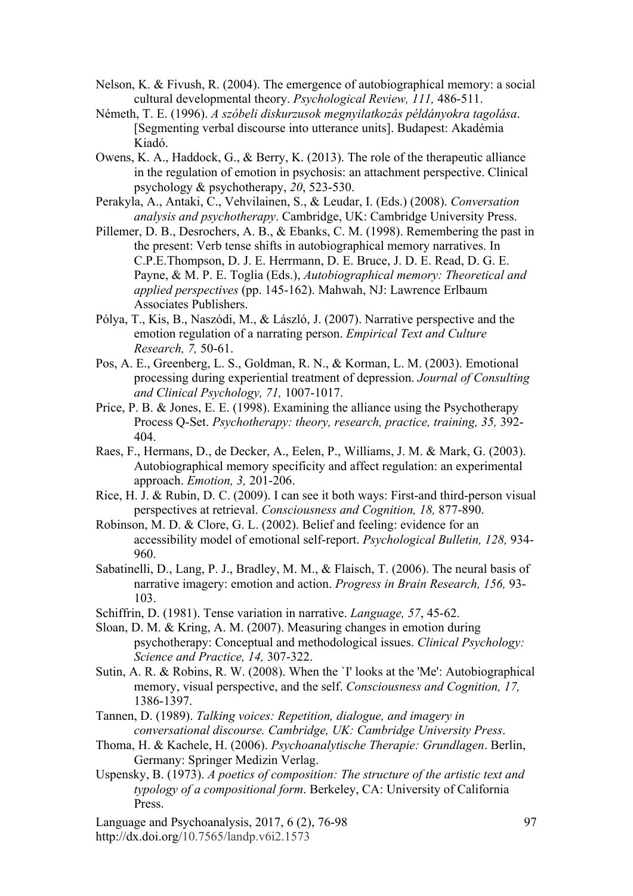Nelson, K. & Fivush, R. (2004). The emergence of autobiographical memory: a social cultural developmental theory. *Psychological Review, 111,* 486-511.

Németh, T. E. (1996). *A szóbeli diskurzusok megnyilatkozás példányokra tagolása*. [Segmenting verbal discourse into utterance units]. Budapest: Akadémia Kiadó.

Owens, K. A., Haddock, G., & Berry, K. (2013). The role of the therapeutic alliance in the regulation of emotion in psychosis: an attachment perspective. Clinical psychology & psychotherapy, *20*, 523-530.

Perakyla, A., Antaki, C., Vehvilainen, S., & Leudar, I. (Eds.) (2008). *Conversation analysis and psychotherapy*. Cambridge, UK: Cambridge University Press.

Pillemer, D. B., Desrochers, A. B., & Ebanks, C. M. (1998). Remembering the past in the present: Verb tense shifts in autobiographical memory narratives. In C.P.E.Thompson, D. J. E. Herrmann, D. E. Bruce, J. D. E. Read, D. G. E. Payne, & M. P. E. Toglia (Eds.), *Autobiographical memory: Theoretical and applied perspectives* (pp. 145-162). Mahwah, NJ: Lawrence Erlbaum Associates Publishers.

Pólya, T., Kis, B., Naszódi, M., & László, J. (2007). Narrative perspective and the emotion regulation of a narrating person. *Empirical Text and Culture Research, 7,* 50-61.

Pos, A. E., Greenberg, L. S., Goldman, R. N., & Korman, L. M. (2003). Emotional processing during experiential treatment of depression. *Journal of Consulting and Clinical Psychology, 71,* 1007-1017.

Price, P. B. & Jones, E. E. (1998). Examining the alliance using the Psychotherapy Process Q-Set. *Psychotherapy: theory, research, practice, training, 35,* 392-404.

Raes, F., Hermans, D., de Decker, A., Eelen, P., Williams, J. M. & Mark, G. (2003). Autobiographical memory specificity and affect regulation: an experimental approach. *Emotion, 3,* 201-206.

Rice, H. J. & Rubin, D. C. (2009). I can see it both ways: First-and third-person visual perspectives at retrieval. *Consciousness and Cognition, 18,* 877-890.

Robinson, M. D. & Clore, G. L. (2002). Belief and feeling: evidence for an accessibility model of emotional self-report. *Psychological Bulletin, 128,* 934-960.

Sabatinelli, D., Lang, P. J., Bradley, M. M., & Flaisch, T. (2006). The neural basis of narrative imagery: emotion and action. *Progress in Brain Research, 156,* 93-103.

Schiffrin, D. (1981). Tense variation in narrative. *Language, 57*, 45-62.

Sloan, D. M. & Kring, A. M. (2007). Measuring changes in emotion during psychotherapy: Conceptual and methodological issues. *Clinical Psychology: Science and Practice, 14,* 307-322.

Sutin, A. R. & Robins, R. W. (2008). When the `I' looks at the 'Me': Autobiographical memory, visual perspective, and the self. *Consciousness and Cognition, 17,* 1386-1397.

Tannen, D. (1989). *Talking voices: Repetition, dialogue, and imagery in conversational discourse. Cambridge, UK: Cambridge University Press*.

Thoma, H. & Kachele, H. (2006). *Psychoanalytische Therapie: Grundlagen*. Berlin, Germany: Springer Medizin Verlag.

Uspensky, B. (1973). *A poetics of composition: The structure of the artistic text and typology of a compositional form*. Berkeley, CA: University of California Press.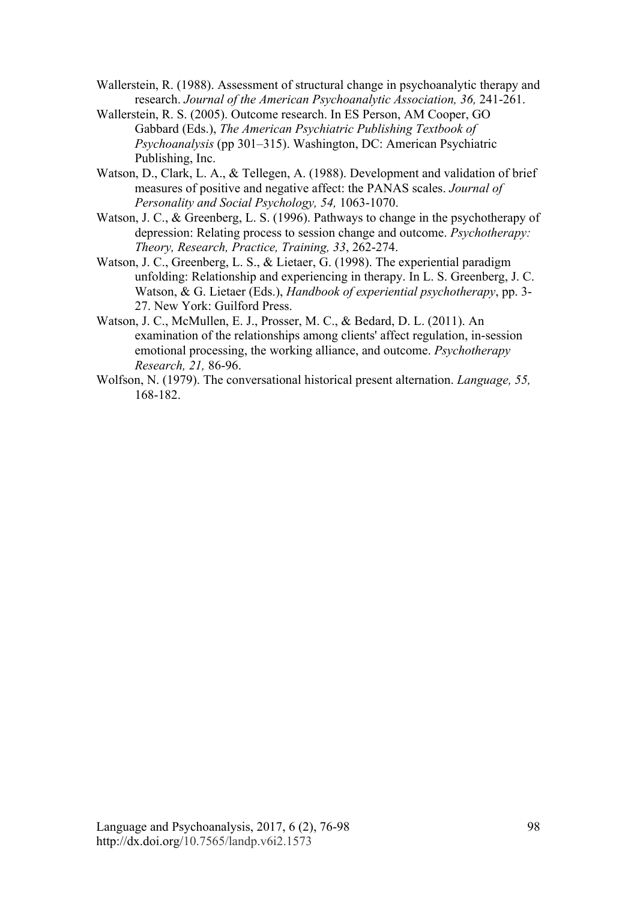Wallerstein, R. (1988). Assessment of structural change in psychoanalytic therapy and research. *Journal of the American Psychoanalytic Association, 36,* 241-261.

Wallerstein, R. S. (2005). Outcome research. In ES Person, AM Cooper, GO Gabbard (Eds.), *The American Psychiatric Publishing Textbook of Psychoanalysis* (pp 301–315). Washington, DC: American Psychiatric Publishing, Inc.

Watson, D., Clark, L. A., & Tellegen, A. (1988). Development and validation of brief measures of positive and negative affect: the PANAS scales. *Journal of Personality and Social Psychology, 54,* 1063-1070.

Watson, J. C., & Greenberg, L. S. (1996). Pathways to change in the psychotherapy of depression: Relating process to session change and outcome. *Psychotherapy: Theory, Research, Practice, Training, 33*, 262-274.

Watson, J. C., Greenberg, L. S., & Lietaer, G. (1998). The experiential paradigm unfolding: Relationship and experiencing in therapy. In L. S. Greenberg, J. C. Watson, & G. Lietaer (Eds.), *Handbook of experiential psychotherapy*, pp. 3-27. New York: Guilford Press.

Watson, J. C., McMullen, E. J., Prosser, M. C., & Bedard, D. L. (2011). An examination of the relationships among clients' affect regulation, in-session emotional processing, the working alliance, and outcome. *Psychotherapy Research, 21,* 86-96.

Wolfson, N. (1979). The conversational historical present alternation. *Language, 55,* 168-182.